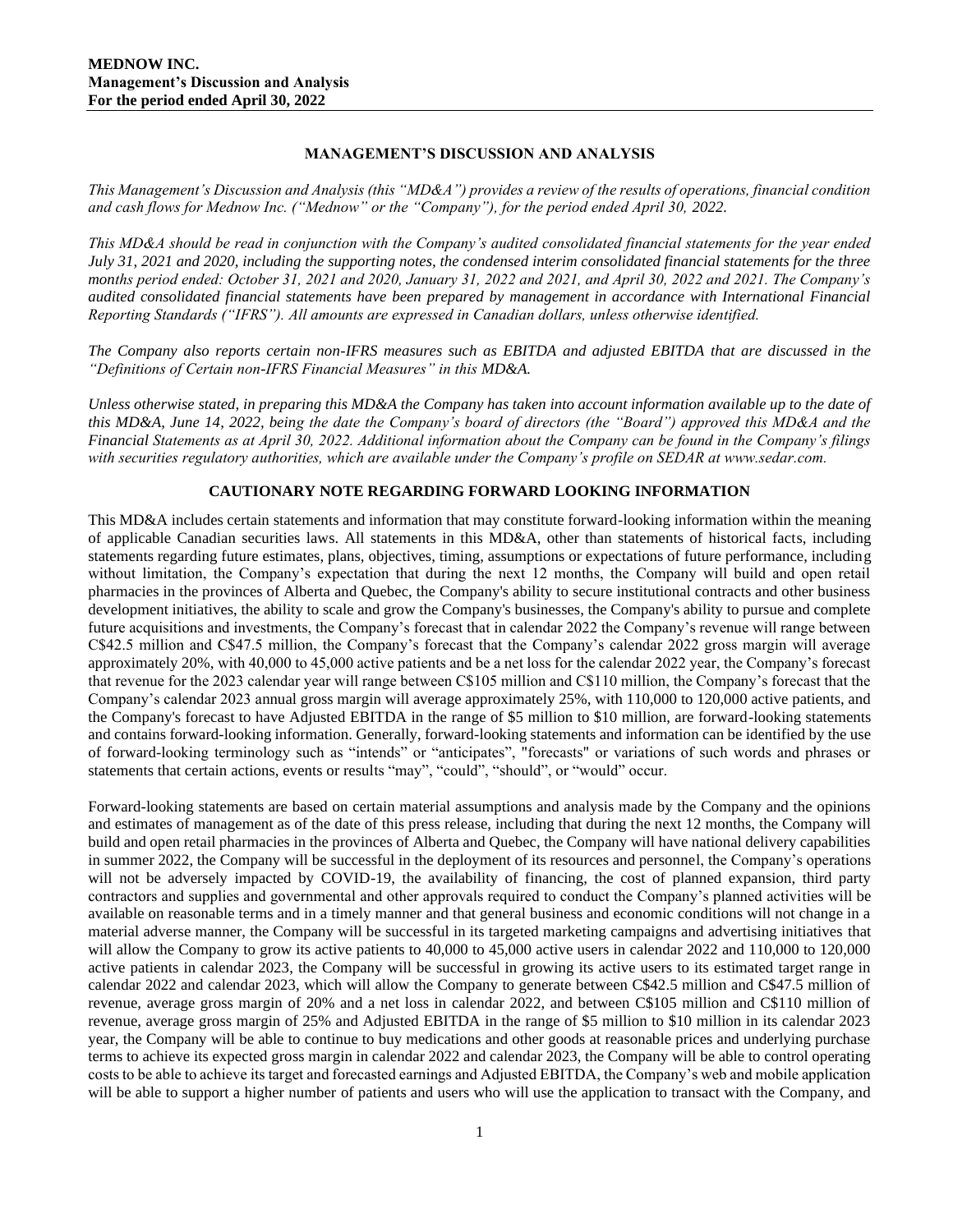**MEDNOW INC.**
**Management's Discussion and Analysis**
**For the period ended April 30, 2022**

## MANAGEMENT'S DISCUSSION AND ANALYSIS

*This Management's Discussion and Analysis (this "MD&A") provides a review of the results of operations, financial condition and cash flows for Mednow Inc. ("Mednow" or the "Company"), for the period ended April 30, 2022.*

*This MD&A should be read in conjunction with the Company's audited consolidated financial statements for the year ended July 31, 2021 and 2020, including the supporting notes, the condensed interim consolidated financial statements for the three months period ended: October 31, 2021 and 2020, January 31, 2022 and 2021, and April 30, 2022 and 2021. The Company's audited consolidated financial statements have been prepared by management in accordance with International Financial Reporting Standards ("IFRS"). All amounts are expressed in Canadian dollars, unless otherwise identified.*

*The Company also reports certain non-IFRS measures such as EBITDA and adjusted EBITDA that are discussed in the "Definitions of Certain non-IFRS Financial Measures" in this MD&A.*

*Unless otherwise stated, in preparing this MD&A the Company has taken into account information available up to the date of this MD&A, June 14, 2022, being the date the Company's board of directors (the "Board") approved this MD&A and the Financial Statements as at April 30, 2022. Additional information about the Company can be found in the Company's filings with securities regulatory authorities, which are available under the Company's profile on SEDAR at www.sedar.com.*

## CAUTIONARY NOTE REGARDING FORWARD LOOKING INFORMATION

This MD&A includes certain statements and information that may constitute forward-looking information within the meaning of applicable Canadian securities laws. All statements in this MD&A, other than statements of historical facts, including statements regarding future estimates, plans, objectives, timing, assumptions or expectations of future performance, including without limitation, the Company's expectation that during the next 12 months, the Company will build and open retail pharmacies in the provinces of Alberta and Quebec, the Company's ability to secure institutional contracts and other business development initiatives, the ability to scale and grow the Company's businesses, the Company's ability to pursue and complete future acquisitions and investments, the Company's forecast that in calendar 2022 the Company's revenue will range between C$42.5 million and C$47.5 million, the Company's forecast that the Company's calendar 2022 gross margin will average approximately 20%, with 40,000 to 45,000 active patients and be a net loss for the calendar 2022 year, the Company's forecast that revenue for the 2023 calendar year will range between C$105 million and C$110 million, the Company's forecast that the Company's calendar 2023 annual gross margin will average approximately 25%, with 110,000 to 120,000 active patients, and the Company's forecast to have Adjusted EBITDA in the range of $5 million to $10 million, are forward-looking statements and contains forward-looking information. Generally, forward-looking statements and information can be identified by the use of forward-looking terminology such as "intends" or "anticipates", "forecasts" or variations of such words and phrases or statements that certain actions, events or results "may", "could", "should", or "would" occur.

Forward-looking statements are based on certain material assumptions and analysis made by the Company and the opinions and estimates of management as of the date of this press release, including that during the next 12 months, the Company will build and open retail pharmacies in the provinces of Alberta and Quebec, the Company will have national delivery capabilities in summer 2022, the Company will be successful in the deployment of its resources and personnel, the Company's operations will not be adversely impacted by COVID-19, the availability of financing, the cost of planned expansion, third party contractors and supplies and governmental and other approvals required to conduct the Company's planned activities will be available on reasonable terms and in a timely manner and that general business and economic conditions will not change in a material adverse manner, the Company will be successful in its targeted marketing campaigns and advertising initiatives that will allow the Company to grow its active patients to 40,000 to 45,000 active users in calendar 2022 and 110,000 to 120,000 active patients in calendar 2023, the Company will be successful in growing its active users to its estimated target range in calendar 2022 and calendar 2023, which will allow the Company to generate between C$42.5 million and C$47.5 million of revenue, average gross margin of 20% and a net loss in calendar 2022, and between C$105 million and C$110 million of revenue, average gross margin of 25% and Adjusted EBITDA in the range of $5 million to $10 million in its calendar 2023 year, the Company will be able to continue to buy medications and other goods at reasonable prices and underlying purchase terms to achieve its expected gross margin in calendar 2022 and calendar 2023, the Company will be able to control operating costs to be able to achieve its target and forecasted earnings and Adjusted EBITDA, the Company's web and mobile application will be able to support a higher number of patients and users who will use the application to transact with the Company, and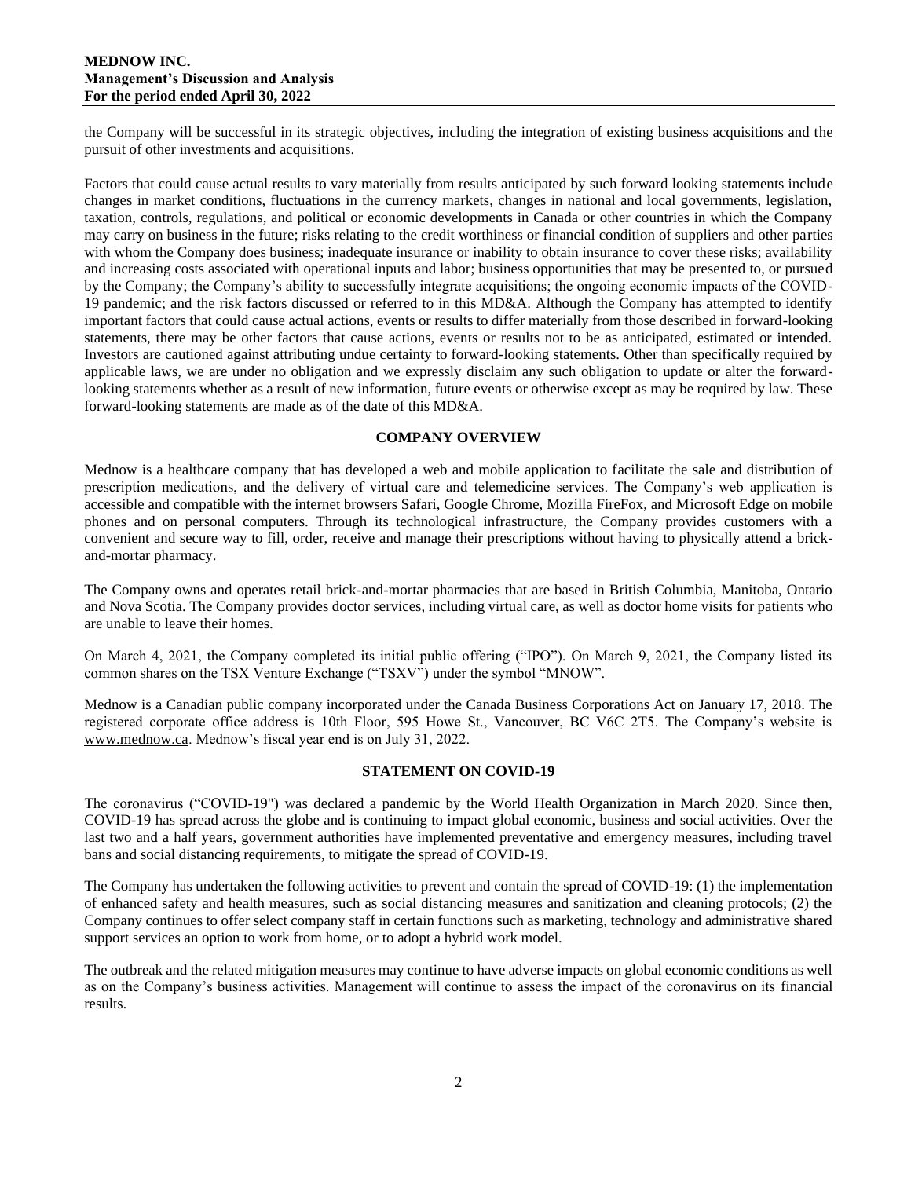the Company will be successful in its strategic objectives, including the integration of existing business acquisitions and the pursuit of other investments and acquisitions.

Factors that could cause actual results to vary materially from results anticipated by such forward looking statements include changes in market conditions, fluctuations in the currency markets, changes in national and local governments, legislation, taxation, controls, regulations, and political or economic developments in Canada or other countries in which the Company may carry on business in the future; risks relating to the credit worthiness or financial condition of suppliers and other parties with whom the Company does business; inadequate insurance or inability to obtain insurance to cover these risks; availability and increasing costs associated with operational inputs and labor; business opportunities that may be presented to, or pursued by the Company; the Company's ability to successfully integrate acquisitions; the ongoing economic impacts of the COVID-19 pandemic; and the risk factors discussed or referred to in this MD&A. Although the Company has attempted to identify important factors that could cause actual actions, events or results to differ materially from those described in forward-looking statements, there may be other factors that cause actions, events or results not to be as anticipated, estimated or intended. Investors are cautioned against attributing undue certainty to forward-looking statements. Other than specifically required by applicable laws, we are under no obligation and we expressly disclaim any such obligation to update or alter the forward-looking statements whether as a result of new information, future events or otherwise except as may be required by law. These forward-looking statements are made as of the date of this MD&A.

## COMPANY OVERVIEW

Mednow is a healthcare company that has developed a web and mobile application to facilitate the sale and distribution of prescription medications, and the delivery of virtual care and telemedicine services. The Company's web application is accessible and compatible with the internet browsers Safari, Google Chrome, Mozilla FireFox, and Microsoft Edge on mobile phones and on personal computers. Through its technological infrastructure, the Company provides customers with a convenient and secure way to fill, order, receive and manage their prescriptions without having to physically attend a brick-and-mortar pharmacy.

The Company owns and operates retail brick-and-mortar pharmacies that are based in British Columbia, Manitoba, Ontario and Nova Scotia. The Company provides doctor services, including virtual care, as well as doctor home visits for patients who are unable to leave their homes.

On March 4, 2021, the Company completed its initial public offering ("IPO"). On March 9, 2021, the Company listed its common shares on the TSX Venture Exchange ("TSXV") under the symbol "MNOW".

Mednow is a Canadian public company incorporated under the Canada Business Corporations Act on January 17, 2018. The registered corporate office address is 10th Floor, 595 Howe St., Vancouver, BC V6C 2T5. The Company's website is www.mednow.ca. Mednow's fiscal year end is on July 31, 2022.

## STATEMENT ON COVID-19

The coronavirus ("COVID-19") was declared a pandemic by the World Health Organization in March 2020. Since then, COVID-19 has spread across the globe and is continuing to impact global economic, business and social activities. Over the last two and a half years, government authorities have implemented preventative and emergency measures, including travel bans and social distancing requirements, to mitigate the spread of COVID-19.

The Company has undertaken the following activities to prevent and contain the spread of COVID-19: (1) the implementation of enhanced safety and health measures, such as social distancing measures and sanitization and cleaning protocols; (2) the Company continues to offer select company staff in certain functions such as marketing, technology and administrative shared support services an option to work from home, or to adopt a hybrid work model.

The outbreak and the related mitigation measures may continue to have adverse impacts on global economic conditions as well as on the Company's business activities. Management will continue to assess the impact of the coronavirus on its financial results.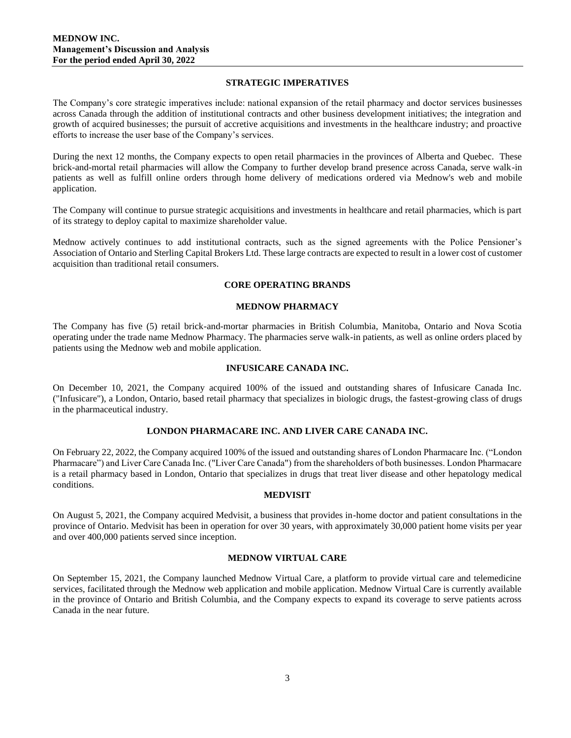## STRATEGIC IMPERATIVES

The Company's core strategic imperatives include: national expansion of the retail pharmacy and doctor services businesses across Canada through the addition of institutional contracts and other business development initiatives; the integration and growth of acquired businesses; the pursuit of accretive acquisitions and investments in the healthcare industry; and proactive efforts to increase the user base of the Company's services.

During the next 12 months, the Company expects to open retail pharmacies in the provinces of Alberta and Quebec. These brick-and-mortal retail pharmacies will allow the Company to further develop brand presence across Canada, serve walk-in patients as well as fulfill online orders through home delivery of medications ordered via Mednow's web and mobile application.

The Company will continue to pursue strategic acquisitions and investments in healthcare and retail pharmacies, which is part of its strategy to deploy capital to maximize shareholder value.

Mednow actively continues to add institutional contracts, such as the signed agreements with the Police Pensioner's Association of Ontario and Sterling Capital Brokers Ltd. These large contracts are expected to result in a lower cost of customer acquisition than traditional retail consumers.

## CORE OPERATING BRANDS

### MEDNOW PHARMACY

The Company has five (5) retail brick-and-mortar pharmacies in British Columbia, Manitoba, Ontario and Nova Scotia operating under the trade name Mednow Pharmacy. The pharmacies serve walk-in patients, as well as online orders placed by patients using the Mednow web and mobile application.

### INFUSICARE CANADA INC.

On December 10, 2021, the Company acquired 100% of the issued and outstanding shares of Infusicare Canada Inc. ("Infusicare"), a London, Ontario, based retail pharmacy that specializes in biologic drugs, the fastest-growing class of drugs in the pharmaceutical industry.

### LONDON PHARMACARE INC. AND LIVER CARE CANADA INC.

On February 22, 2022, the Company acquired 100% of the issued and outstanding shares of London Pharmacare Inc. ("London Pharmacare") and Liver Care Canada Inc. ("Liver Care Canada") from the shareholders of both businesses. London Pharmacare is a retail pharmacy based in London, Ontario that specializes in drugs that treat liver disease and other hepatology medical conditions.

### MEDVISIT

On August 5, 2021, the Company acquired Medvisit, a business that provides in-home doctor and patient consultations in the province of Ontario. Medvisit has been in operation for over 30 years, with approximately 30,000 patient home visits per year and over 400,000 patients served since inception.

### MEDNOW VIRTUAL CARE

On September 15, 2021, the Company launched Mednow Virtual Care, a platform to provide virtual care and telemedicine services, facilitated through the Mednow web application and mobile application. Mednow Virtual Care is currently available in the province of Ontario and British Columbia, and the Company expects to expand its coverage to serve patients across Canada in the near future.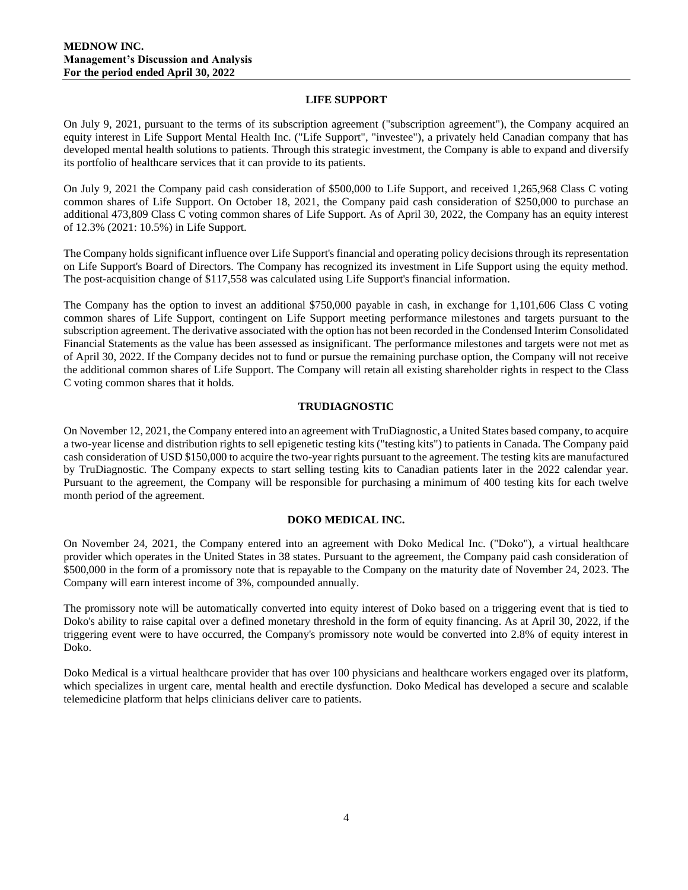## LIFE SUPPORT

On July 9, 2021, pursuant to the terms of its subscription agreement ("subscription agreement"), the Company acquired an equity interest in Life Support Mental Health Inc. ("Life Support", "investee"), a privately held Canadian company that has developed mental health solutions to patients. Through this strategic investment, the Company is able to expand and diversify its portfolio of healthcare services that it can provide to its patients.

On July 9, 2021 the Company paid cash consideration of $500,000 to Life Support, and received 1,265,968 Class C voting common shares of Life Support. On October 18, 2021, the Company paid cash consideration of $250,000 to purchase an additional 473,809 Class C voting common shares of Life Support. As of April 30, 2022, the Company has an equity interest of 12.3% (2021: 10.5%) in Life Support.

The Company holds significant influence over Life Support's financial and operating policy decisions through its representation on Life Support's Board of Directors. The Company has recognized its investment in Life Support using the equity method. The post-acquisition change of $117,558 was calculated using Life Support's financial information.

The Company has the option to invest an additional $750,000 payable in cash, in exchange for 1,101,606 Class C voting common shares of Life Support, contingent on Life Support meeting performance milestones and targets pursuant to the subscription agreement. The derivative associated with the option has not been recorded in the Condensed Interim Consolidated Financial Statements as the value has been assessed as insignificant. The performance milestones and targets were not met as of April 30, 2022. If the Company decides not to fund or pursue the remaining purchase option, the Company will not receive the additional common shares of Life Support. The Company will retain all existing shareholder rights in respect to the Class C voting common shares that it holds.

## TRUDIAGNOSTIC

On November 12, 2021, the Company entered into an agreement with TruDiagnostic, a United States based company, to acquire a two-year license and distribution rights to sell epigenetic testing kits ("testing kits") to patients in Canada. The Company paid cash consideration of USD $150,000 to acquire the two-year rights pursuant to the agreement. The testing kits are manufactured by TruDiagnostic. The Company expects to start selling testing kits to Canadian patients later in the 2022 calendar year. Pursuant to the agreement, the Company will be responsible for purchasing a minimum of 400 testing kits for each twelve month period of the agreement.

## DOKO MEDICAL INC.

On November 24, 2021, the Company entered into an agreement with Doko Medical Inc. ("Doko"), a virtual healthcare provider which operates in the United States in 38 states. Pursuant to the agreement, the Company paid cash consideration of $500,000 in the form of a promissory note that is repayable to the Company on the maturity date of November 24, 2023. The Company will earn interest income of 3%, compounded annually.

The promissory note will be automatically converted into equity interest of Doko based on a triggering event that is tied to Doko's ability to raise capital over a defined monetary threshold in the form of equity financing. As at April 30, 2022, if the triggering event were to have occurred, the Company's promissory note would be converted into 2.8% of equity interest in Doko.

Doko Medical is a virtual healthcare provider that has over 100 physicians and healthcare workers engaged over its platform, which specializes in urgent care, mental health and erectile dysfunction. Doko Medical has developed a secure and scalable telemedicine platform that helps clinicians deliver care to patients.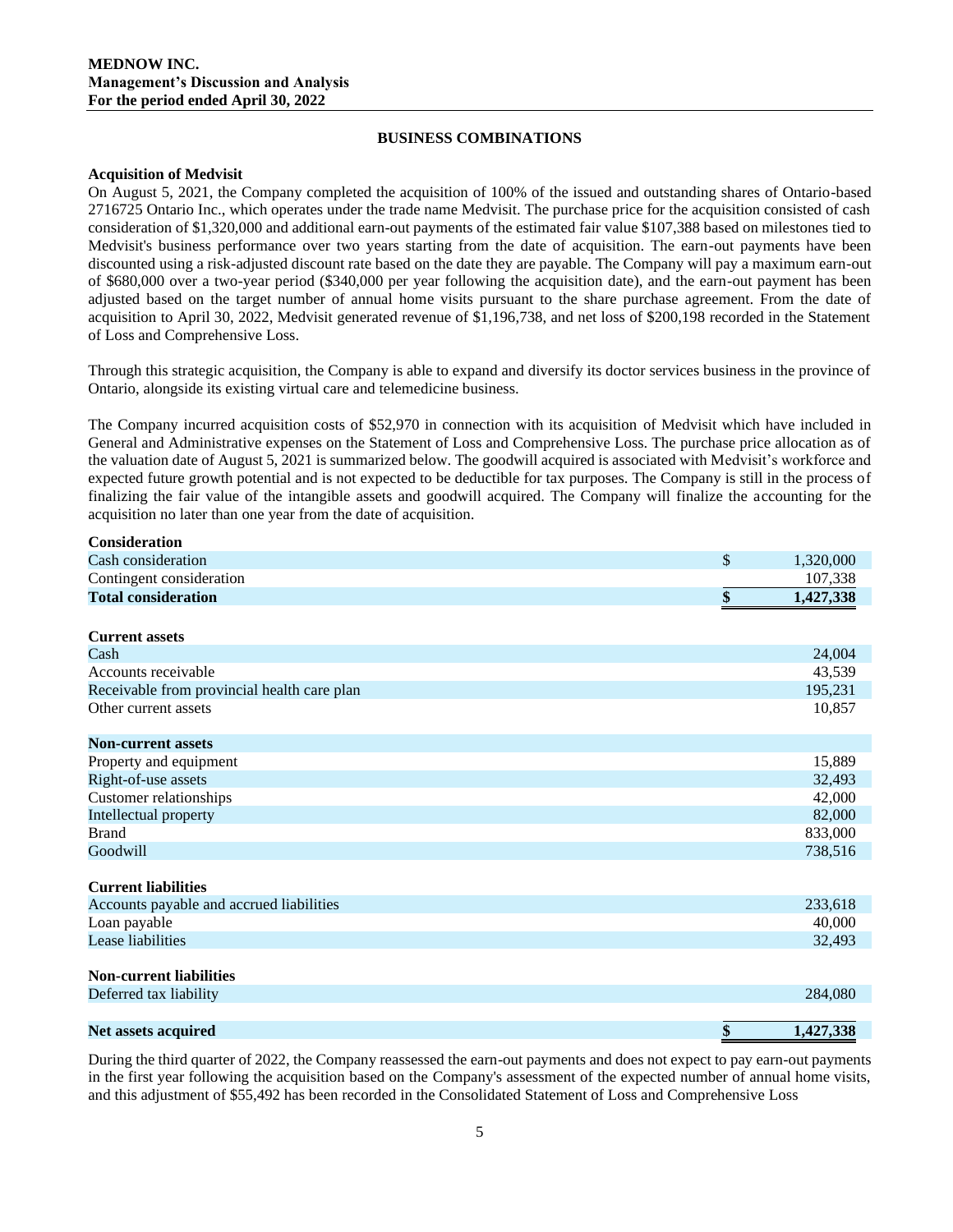## BUSINESS COMBINATIONS

**Acquisition of Medvisit**

On August 5, 2021, the Company completed the acquisition of 100% of the issued and outstanding shares of Ontario-based 2716725 Ontario Inc., which operates under the trade name Medvisit. The purchase price for the acquisition consisted of cash consideration of $1,320,000 and additional earn-out payments of the estimated fair value $107,388 based on milestones tied to Medvisit's business performance over two years starting from the date of acquisition. The earn-out payments have been discounted using a risk-adjusted discount rate based on the date they are payable. The Company will pay a maximum earn-out of $680,000 over a two-year period ($340,000 per year following the acquisition date), and the earn-out payment has been adjusted based on the target number of annual home visits pursuant to the share purchase agreement. From the date of acquisition to April 30, 2022, Medvisit generated revenue of $1,196,738, and net loss of $200,198 recorded in the Statement of Loss and Comprehensive Loss.

Through this strategic acquisition, the Company is able to expand and diversify its doctor services business in the province of Ontario, alongside its existing virtual care and telemedicine business.

The Company incurred acquisition costs of $52,970 in connection with its acquisition of Medvisit which have included in General and Administrative expenses on the Statement of Loss and Comprehensive Loss. The purchase price allocation as of the valuation date of August 5, 2021 is summarized below. The goodwill acquired is associated with Medvisit's workforce and expected future growth potential and is not expected to be deductible for tax purposes. The Company is still in the process of finalizing the fair value of the intangible assets and goodwill acquired. The Company will finalize the accounting for the acquisition no later than one year from the date of acquisition.

| | | |
|---|---|---|
| **Consideration** | | |
| Cash consideration | $ | 1,320,000 |
| Contingent consideration | | 107,338 |
| **Total consideration** | **$** | **1,427,338** |
| | | |
| **Current assets** | | |
| Cash | | 24,004 |
| Accounts receivable | | 43,539 |
| Receivable from provincial health care plan | | 195,231 |
| Other current assets | | 10,857 |
| | | |
| **Non-current assets** | | |
| Property and equipment | | 15,889 |
| Right-of-use assets | | 32,493 |
| Customer relationships | | 42,000 |
| Intellectual property | | 82,000 |
| Brand | | 833,000 |
| Goodwill | | 738,516 |
| | | |
| **Current liabilities** | | |
| Accounts payable and accrued liabilities | | 233,618 |
| Loan payable | | 40,000 |
| Lease liabilities | | 32,493 |
| | | |
| **Non-current liabilities** | | |
| Deferred tax liability | | 284,080 |
| | | |
| **Net assets acquired** | **$** | **1,427,338** |

During the third quarter of 2022, the Company reassessed the earn-out payments and does not expect to pay earn-out payments in the first year following the acquisition based on the Company's assessment of the expected number of annual home visits, and this adjustment of $55,492 has been recorded in the Consolidated Statement of Loss and Comprehensive Loss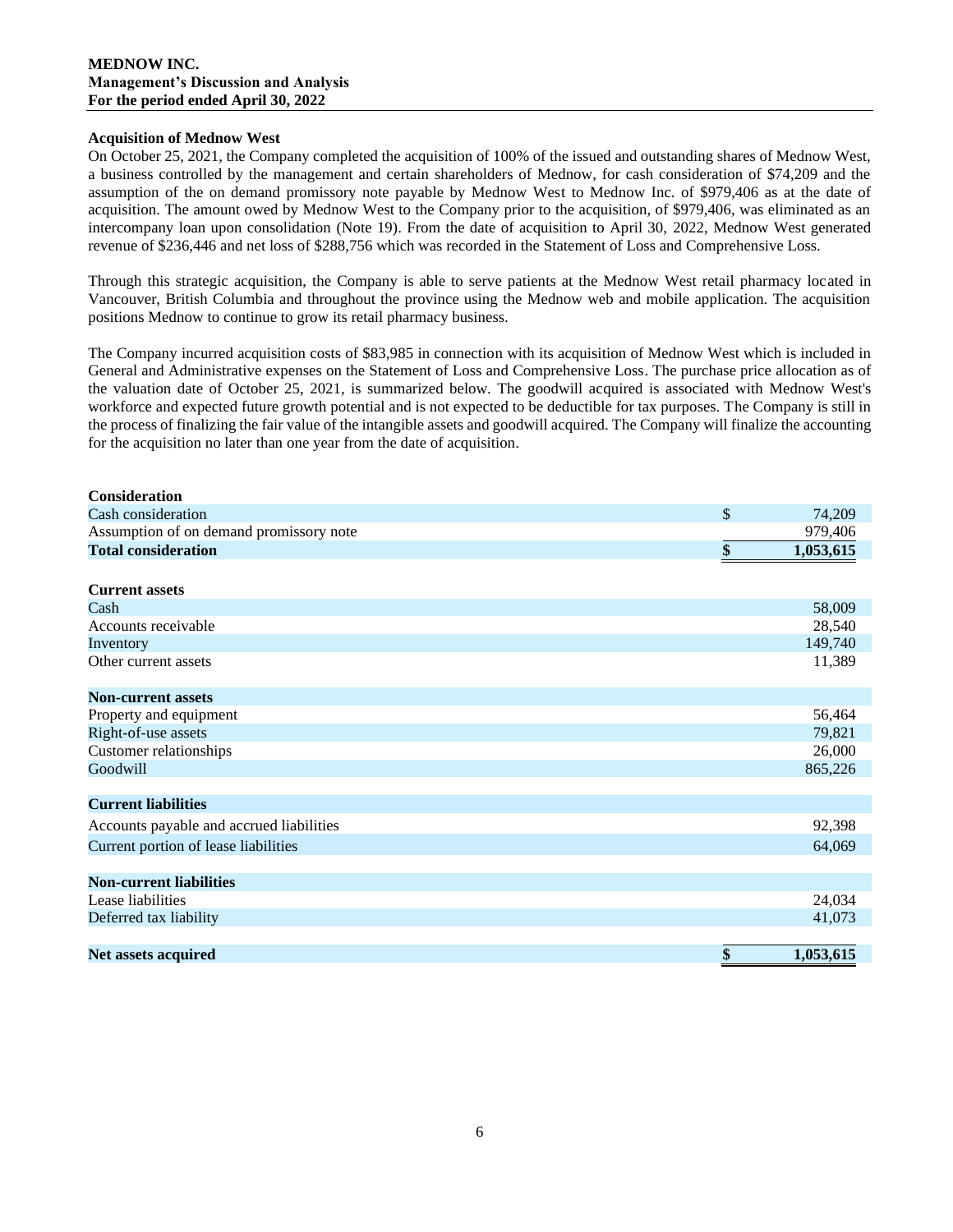### Acquisition of Mednow West

On October 25, 2021, the Company completed the acquisition of 100% of the issued and outstanding shares of Mednow West, a business controlled by the management and certain shareholders of Mednow, for cash consideration of $74,209 and the assumption of the on demand promissory note payable by Mednow West to Mednow Inc. of $979,406 as at the date of acquisition. The amount owed by Mednow West to the Company prior to the acquisition, of $979,406, was eliminated as an intercompany loan upon consolidation (Note 19). From the date of acquisition to April 30, 2022, Mednow West generated revenue of $236,446 and net loss of $288,756 which was recorded in the Statement of Loss and Comprehensive Loss.

Through this strategic acquisition, the Company is able to serve patients at the Mednow West retail pharmacy located in Vancouver, British Columbia and throughout the province using the Mednow web and mobile application. The acquisition positions Mednow to continue to grow its retail pharmacy business.

The Company incurred acquisition costs of $83,985 in connection with its acquisition of Mednow West which is included in General and Administrative expenses on the Statement of Loss and Comprehensive Loss. The purchase price allocation as of the valuation date of October 25, 2021, is summarized below. The goodwill acquired is associated with Mednow West's workforce and expected future growth potential and is not expected to be deductible for tax purposes. The Company is still in the process of finalizing the fair value of the intangible assets and goodwill acquired. The Company will finalize the accounting for the acquisition no later than one year from the date of acquisition.

| | | |
|---|---|---|
| **Consideration** | | |
| Cash consideration | $ | 74,209 |
| Assumption of on demand promissory note | | 979,406 |
| **Total consideration** | **$** | **1,053,615** |
| | | |
| **Current assets** | | |
| Cash | | 58,009 |
| Accounts receivable | | 28,540 |
| Inventory | | 149,740 |
| Other current assets | | 11,389 |
| | | |
| **Non-current assets** | | |
| Property and equipment | | 56,464 |
| Right-of-use assets | | 79,821 |
| Customer relationships | | 26,000 |
| Goodwill | | 865,226 |
| | | |
| **Current liabilities** | | |
| Accounts payable and accrued liabilities | | 92,398 |
| Current portion of lease liabilities | | 64,069 |
| | | |
| **Non-current liabilities** | | |
| Lease liabilities | | 24,034 |
| Deferred tax liability | | 41,073 |
| | | |
| **Net assets acquired** | **$** | **1,053,615** |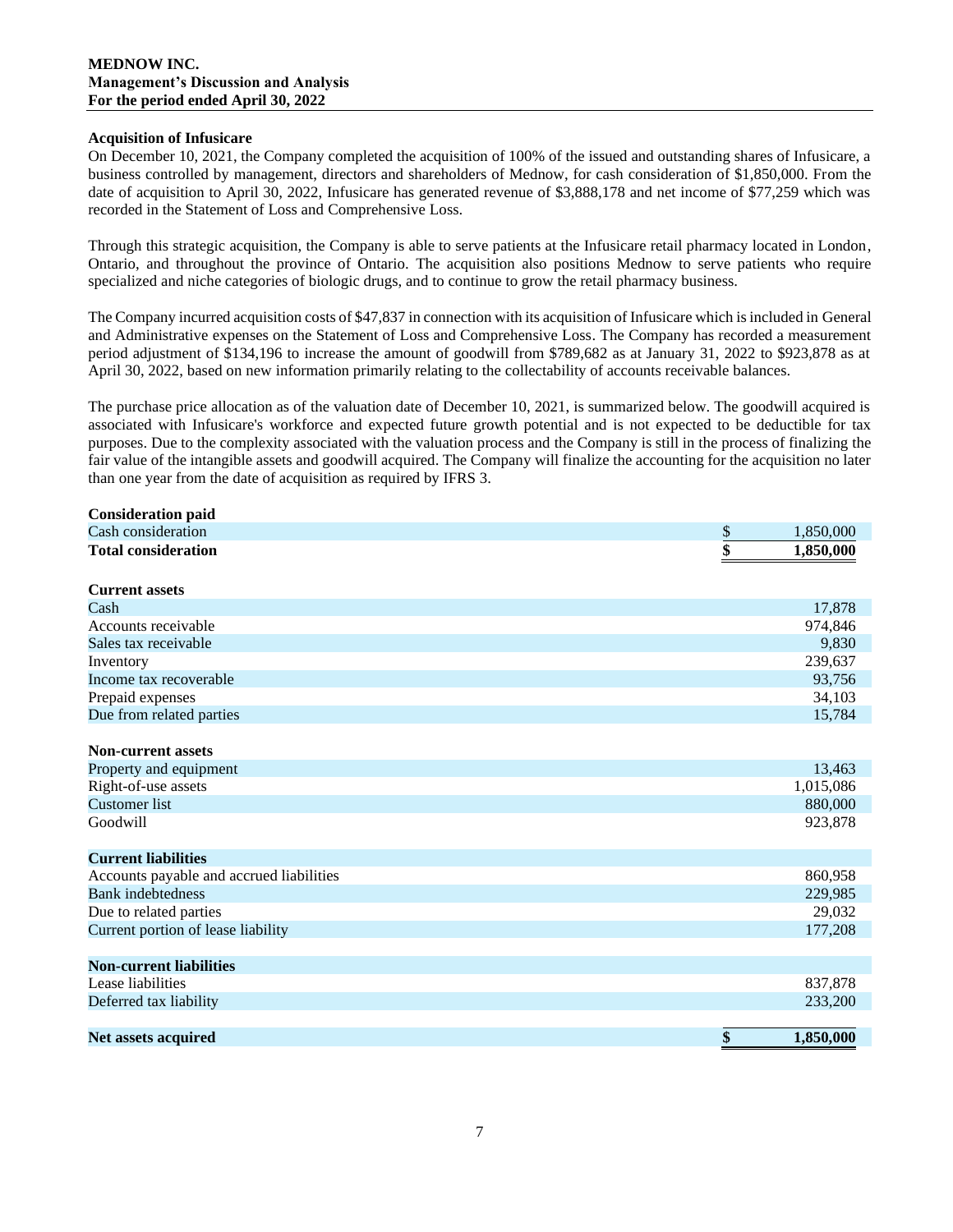### Acquisition of Infusicare

On December 10, 2021, the Company completed the acquisition of 100% of the issued and outstanding shares of Infusicare, a business controlled by management, directors and shareholders of Mednow, for cash consideration of $1,850,000. From the date of acquisition to April 30, 2022, Infusicare has generated revenue of $3,888,178 and net income of $77,259 which was recorded in the Statement of Loss and Comprehensive Loss.

Through this strategic acquisition, the Company is able to serve patients at the Infusicare retail pharmacy located in London, Ontario, and throughout the province of Ontario. The acquisition also positions Mednow to serve patients who require specialized and niche categories of biologic drugs, and to continue to grow the retail pharmacy business.

The Company incurred acquisition costs of $47,837 in connection with its acquisition of Infusicare which is included in General and Administrative expenses on the Statement of Loss and Comprehensive Loss. The Company has recorded a measurement period adjustment of $134,196 to increase the amount of goodwill from $789,682 as at January 31, 2022 to $923,878 as at April 30, 2022, based on new information primarily relating to the collectability of accounts receivable balances.

The purchase price allocation as of the valuation date of December 10, 2021, is summarized below. The goodwill acquired is associated with Infusicare's workforce and expected future growth potential and is not expected to be deductible for tax purposes. Due to the complexity associated with the valuation process and the Company is still in the process of finalizing the fair value of the intangible assets and goodwill acquired. The Company will finalize the accounting for the acquisition no later than one year from the date of acquisition as required by IFRS 3.

| | | |
|---|---|---|
| **Consideration paid** | | |
| Cash consideration | $ | 1,850,000 |
| **Total consideration** | **$** | **1,850,000** |
| | | |
| **Current assets** | | |
| Cash | | 17,878 |
| Accounts receivable | | 974,846 |
| Sales tax receivable | | 9,830 |
| Inventory | | 239,637 |
| Income tax recoverable | | 93,756 |
| Prepaid expenses | | 34,103 |
| Due from related parties | | 15,784 |
| | | |
| **Non-current assets** | | |
| Property and equipment | | 13,463 |
| Right-of-use assets | | 1,015,086 |
| Customer list | | 880,000 |
| Goodwill | | 923,878 |
| | | |
| **Current liabilities** | | |
| Accounts payable and accrued liabilities | | 860,958 |
| Bank indebtedness | | 229,985 |
| Due to related parties | | 29,032 |
| Current portion of lease liability | | 177,208 |
| | | |
| **Non-current liabilities** | | |
| Lease liabilities | | 837,878 |
| Deferred tax liability | | 233,200 |
| | | |
| **Net assets acquired** | **$** | **1,850,000** |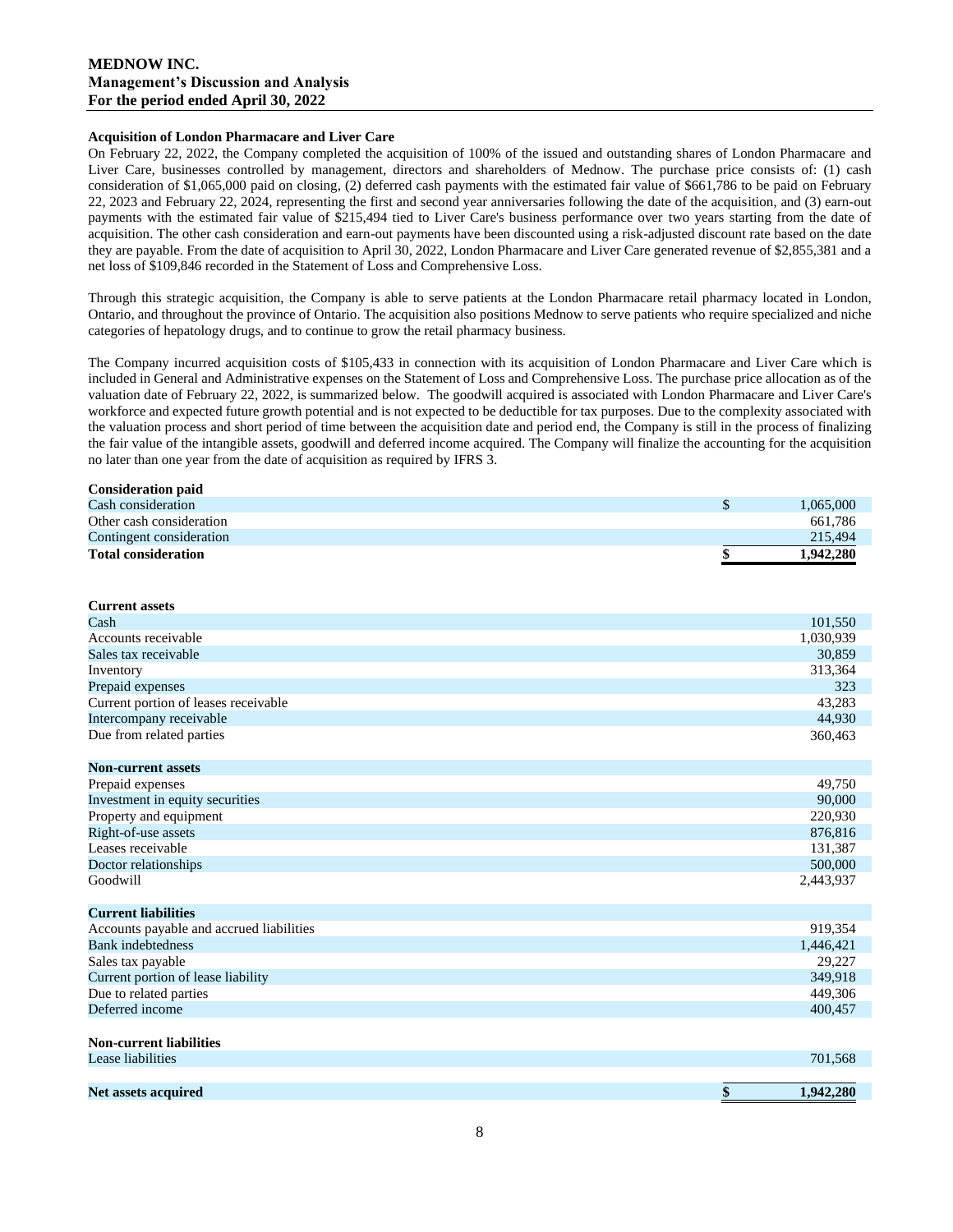### Acquisition of London Pharmacare and Liver Care

On February 22, 2022, the Company completed the acquisition of 100% of the issued and outstanding shares of London Pharmacare and Liver Care, businesses controlled by management, directors and shareholders of Mednow. The purchase price consists of: (1) cash consideration of $1,065,000 paid on closing, (2) deferred cash payments with the estimated fair value of $661,786 to be paid on February 22, 2023 and February 22, 2024, representing the first and second year anniversaries following the date of the acquisition, and (3) earn-out payments with the estimated fair value of $215,494 tied to Liver Care's business performance over two years starting from the date of acquisition. The other cash consideration and earn-out payments have been discounted using a risk-adjusted discount rate based on the date they are payable. From the date of acquisition to April 30, 2022, London Pharmacare and Liver Care generated revenue of $2,855,381 and a net loss of $109,846 recorded in the Statement of Loss and Comprehensive Loss.

Through this strategic acquisition, the Company is able to serve patients at the London Pharmacare retail pharmacy located in London, Ontario, and throughout the province of Ontario. The acquisition also positions Mednow to serve patients who require specialized and niche categories of hepatology drugs, and to continue to grow the retail pharmacy business.

The Company incurred acquisition costs of $105,433 in connection with its acquisition of London Pharmacare and Liver Care which is included in General and Administrative expenses on the Statement of Loss and Comprehensive Loss. The purchase price allocation as of the valuation date of February 22, 2022, is summarized below. The goodwill acquired is associated with London Pharmacare and Liver Care's workforce and expected future growth potential and is not expected to be deductible for tax purposes. Due to the complexity associated with the valuation process and short period of time between the acquisition date and period end, the Company is still in the process of finalizing the fair value of the intangible assets, goodwill and deferred income acquired. The Company will finalize the accounting for the acquisition no later than one year from the date of acquisition as required by IFRS 3.

| **Consideration paid** | | |
|---|---|---|
| Cash consideration | $ | 1,065,000 |
| Other cash consideration | | 661,786 |
| Contingent consideration | | 215,494 |
| **Total consideration** | **$** | **1,942,280** |

| | | |
|---|---|---|
| **Current assets** | | |
| Cash | | 101,550 |
| Accounts receivable | | 1,030,939 |
| Sales tax receivable | | 30,859 |
| Inventory | | 313,364 |
| Prepaid expenses | | 323 |
| Current portion of leases receivable | | 43,283 |
| Intercompany receivable | | 44,930 |
| Due from related parties | | 360,463 |
| **Non-current assets** | | |
| Prepaid expenses | | 49,750 |
| Investment in equity securities | | 90,000 |
| Property and equipment | | 220,930 |
| Right-of-use assets | | 876,816 |
| Leases receivable | | 131,387 |
| Doctor relationships | | 500,000 |
| Goodwill | | 2,443,937 |
| **Current liabilities** | | |
| Accounts payable and accrued liabilities | | 919,354 |
| Bank indebtedness | | 1,446,421 |
| Sales tax payable | | 29,227 |
| Current portion of lease liability | | 349,918 |
| Due to related parties | | 449,306 |
| Deferred income | | 400,457 |
| **Non-current liabilities** | | |
| Lease liabilities | | 701,568 |
| **Net assets acquired** | **$** | **1,942,280** |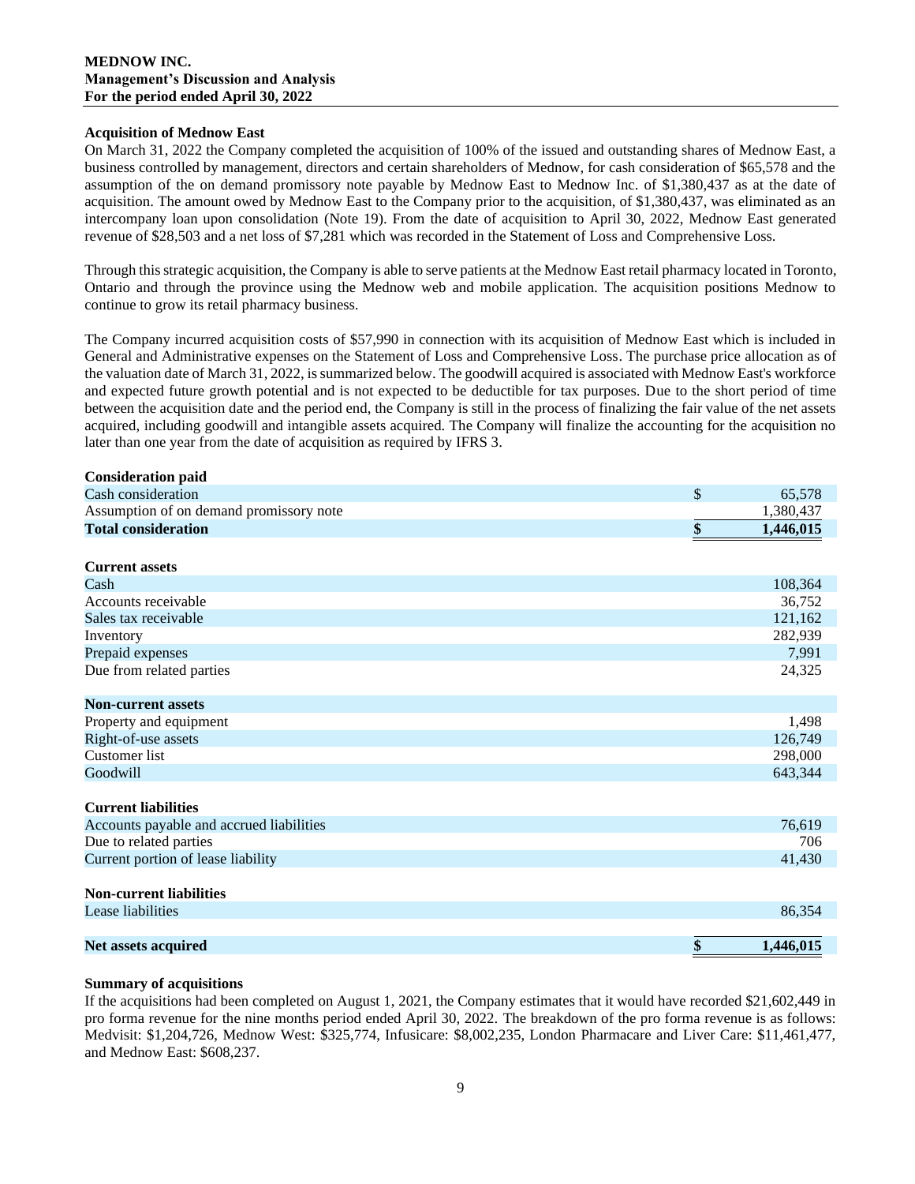**Acquisition of Mednow East**

On March 31, 2022 the Company completed the acquisition of 100% of the issued and outstanding shares of Mednow East, a business controlled by management, directors and certain shareholders of Mednow, for cash consideration of $65,578 and the assumption of the on demand promissory note payable by Mednow East to Mednow Inc. of $1,380,437 as at the date of acquisition. The amount owed by Mednow East to the Company prior to the acquisition, of $1,380,437, was eliminated as an intercompany loan upon consolidation (Note 19). From the date of acquisition to April 30, 2022, Mednow East generated revenue of $28,503 and a net loss of $7,281 which was recorded in the Statement of Loss and Comprehensive Loss.

Through this strategic acquisition, the Company is able to serve patients at the Mednow East retail pharmacy located in Toronto, Ontario and through the province using the Mednow web and mobile application. The acquisition positions Mednow to continue to grow its retail pharmacy business.

The Company incurred acquisition costs of $57,990 in connection with its acquisition of Mednow East which is included in General and Administrative expenses on the Statement of Loss and Comprehensive Loss. The purchase price allocation as of the valuation date of March 31, 2022, is summarized below. The goodwill acquired is associated with Mednow East's workforce and expected future growth potential and is not expected to be deductible for tax purposes. Due to the short period of time between the acquisition date and the period end, the Company is still in the process of finalizing the fair value of the net assets acquired, including goodwill and intangible assets acquired. The Company will finalize the accounting for the acquisition no later than one year from the date of acquisition as required by IFRS 3.

| | | |
|---|---|---|
| **Consideration paid** | | |
| Cash consideration | $ | 65,578 |
| Assumption of on demand promissory note | | 1,380,437 |
| **Total consideration** | **$** | **1,446,015** |
| | | |
| **Current assets** | | |
| Cash | | 108,364 |
| Accounts receivable | | 36,752 |
| Sales tax receivable | | 121,162 |
| Inventory | | 282,939 |
| Prepaid expenses | | 7,991 |
| Due from related parties | | 24,325 |
| | | |
| **Non-current assets** | | |
| Property and equipment | | 1,498 |
| Right-of-use assets | | 126,749 |
| Customer list | | 298,000 |
| Goodwill | | 643,344 |
| | | |
| **Current liabilities** | | |
| Accounts payable and accrued liabilities | | 76,619 |
| Due to related parties | | 706 |
| Current portion of lease liability | | 41,430 |
| | | |
| **Non-current liabilities** | | |
| Lease liabilities | | 86,354 |
| | | |
| **Net assets acquired** | **$** | **1,446,015** |

**Summary of acquisitions**

If the acquisitions had been completed on August 1, 2021, the Company estimates that it would have recorded $21,602,449 in pro forma revenue for the nine months period ended April 30, 2022. The breakdown of the pro forma revenue is as follows: Medvisit: $1,204,726, Mednow West: $325,774, Infusicare: $8,002,235, London Pharmacare and Liver Care: $11,461,477, and Mednow East: $608,237.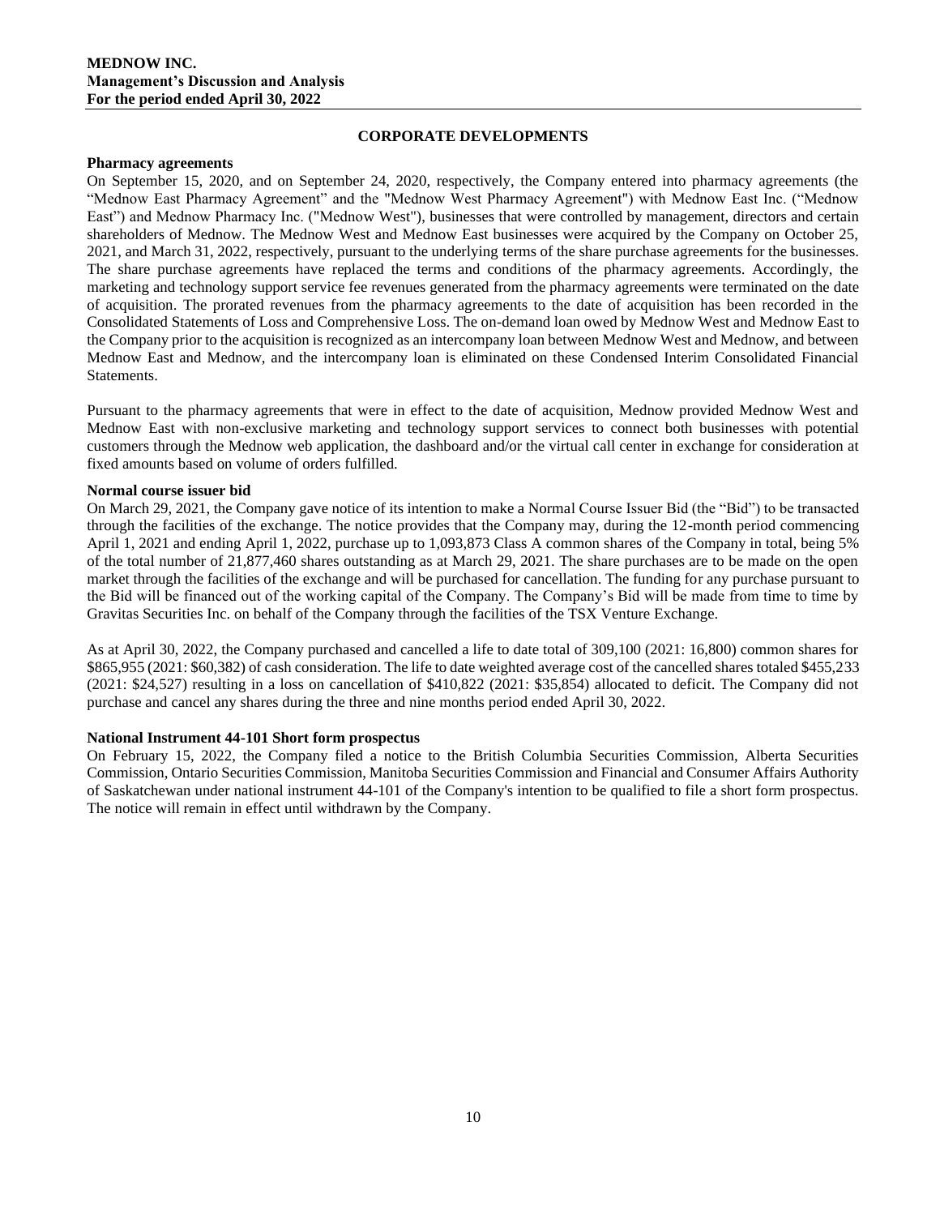## CORPORATE DEVELOPMENTS

### Pharmacy agreements

On September 15, 2020, and on September 24, 2020, respectively, the Company entered into pharmacy agreements (the "Mednow East Pharmacy Agreement" and the "Mednow West Pharmacy Agreement") with Mednow East Inc. ("Mednow East") and Mednow Pharmacy Inc. ("Mednow West"), businesses that were controlled by management, directors and certain shareholders of Mednow. The Mednow West and Mednow East businesses were acquired by the Company on October 25, 2021, and March 31, 2022, respectively, pursuant to the underlying terms of the share purchase agreements for the businesses. The share purchase agreements have replaced the terms and conditions of the pharmacy agreements. Accordingly, the marketing and technology support service fee revenues generated from the pharmacy agreements were terminated on the date of acquisition. The prorated revenues from the pharmacy agreements to the date of acquisition has been recorded in the Consolidated Statements of Loss and Comprehensive Loss. The on-demand loan owed by Mednow West and Mednow East to the Company prior to the acquisition is recognized as an intercompany loan between Mednow West and Mednow, and between Mednow East and Mednow, and the intercompany loan is eliminated on these Condensed Interim Consolidated Financial Statements.

Pursuant to the pharmacy agreements that were in effect to the date of acquisition, Mednow provided Mednow West and Mednow East with non-exclusive marketing and technology support services to connect both businesses with potential customers through the Mednow web application, the dashboard and/or the virtual call center in exchange for consideration at fixed amounts based on volume of orders fulfilled.

### Normal course issuer bid

On March 29, 2021, the Company gave notice of its intention to make a Normal Course Issuer Bid (the "Bid") to be transacted through the facilities of the exchange. The notice provides that the Company may, during the 12-month period commencing April 1, 2021 and ending April 1, 2022, purchase up to 1,093,873 Class A common shares of the Company in total, being 5% of the total number of 21,877,460 shares outstanding as at March 29, 2021. The share purchases are to be made on the open market through the facilities of the exchange and will be purchased for cancellation. The funding for any purchase pursuant to the Bid will be financed out of the working capital of the Company. The Company's Bid will be made from time to time by Gravitas Securities Inc. on behalf of the Company through the facilities of the TSX Venture Exchange.

As at April 30, 2022, the Company purchased and cancelled a life to date total of 309,100 (2021: 16,800) common shares for $865,955 (2021: $60,382) of cash consideration. The life to date weighted average cost of the cancelled shares totaled $455,233 (2021: $24,527) resulting in a loss on cancellation of $410,822 (2021: $35,854) allocated to deficit. The Company did not purchase and cancel any shares during the three and nine months period ended April 30, 2022.

### National Instrument 44-101 Short form prospectus

On February 15, 2022, the Company filed a notice to the British Columbia Securities Commission, Alberta Securities Commission, Ontario Securities Commission, Manitoba Securities Commission and Financial and Consumer Affairs Authority of Saskatchewan under national instrument 44-101 of the Company's intention to be qualified to file a short form prospectus. The notice will remain in effect until withdrawn by the Company.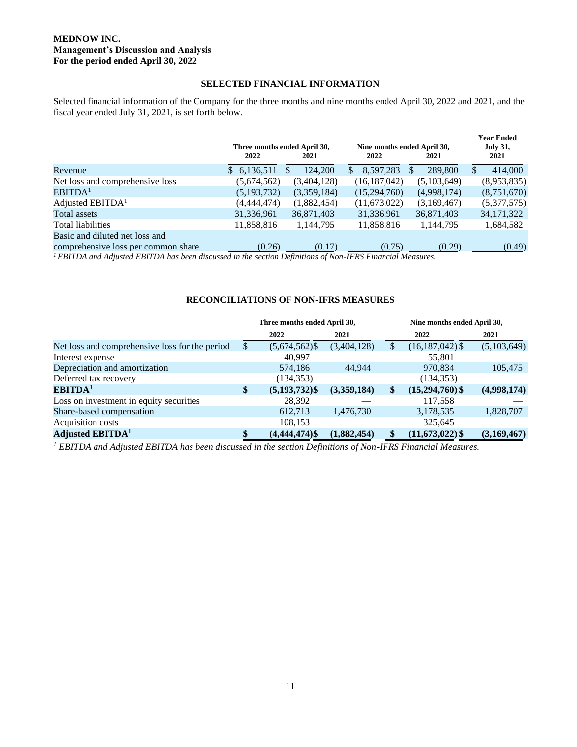**MEDNOW INC.**
**Management's Discussion and Analysis**
**For the period ended April 30, 2022**

## SELECTED FINANCIAL INFORMATION

Selected financial information of the Company for the three months and nine months ended April 30, 2022 and 2021, and the fiscal year ended July 31, 2021, is set forth below.

| | Three months ended April 30, | | Nine months ended April 30, | | Year Ended July 31, |
|---|---|---|---|---|---|
| | 2022 | 2021 | 2022 | 2021 | 2021 |
| Revenue | $ 6,136,511 | $ 124,200 | $ 8,597,283 | $ 289,800 | $ 414,000 |
| Net loss and comprehensive loss | (5,674,562) | (3,404,128) | (16,187,042) | (5,103,649) | (8,953,835) |
| EBITDA[1] | (5,193,732) | (3,359,184) | (15,294,760) | (4,998,174) | (8,751,670) |
| Adjusted EBITDA[1] | (4,444,474) | (1,882,454) | (11,673,022) | (3,169,467) | (5,377,575) |
| Total assets | 31,336,961 | 36,871,403 | 31,336,961 | 36,871,403 | 34,171,322 |
| Total liabilities | 11,858,816 | 1,144,795 | 11,858,816 | 1,144,795 | 1,684,582 |
| Basic and diluted net loss and comprehensive loss per common share | (0.26) | (0.17) | (0.75) | (0.29) | (0.49) |

*[1] EBITDA and Adjusted EBITDA has been discussed in the section Definitions of Non-IFRS Financial Measures.*

## RECONCILIATIONS OF NON-IFRS MEASURES

| | Three months ended April 30, | | Nine months ended April 30, | |
|---|---|---|---|---|
| | 2022 | 2021 | 2022 | 2021 |
| Net loss and comprehensive loss for the period | $ (5,674,562) | $ (3,404,128) | $ (16,187,042) | $ (5,103,649) |
| Interest expense | 40,997 | — | 55,801 | — |
| Depreciation and amortization | 574,186 | 44,944 | 970,834 | 105,475 |
| Deferred tax recovery | (134,353) | — | (134,353) | — |
| **EBITDA[1]** | **$ (5,193,732)** | **$ (3,359,184)** | **$ (15,294,760)** | **$ (4,998,174)** |
| Loss on investment in equity securities | 28,392 | — | 117,558 | — |
| Share-based compensation | 612,713 | 1,476,730 | 3,178,535 | 1,828,707 |
| Acquisition costs | 108,153 | — | 325,645 | — |
| **Adjusted EBITDA[1]** | **$ (4,444,474)** | **$ (1,882,454)** | **$ (11,673,022)** | **$ (3,169,467)** |

*[1] EBITDA and Adjusted EBITDA has been discussed in the section Definitions of Non-IFRS Financial Measures.*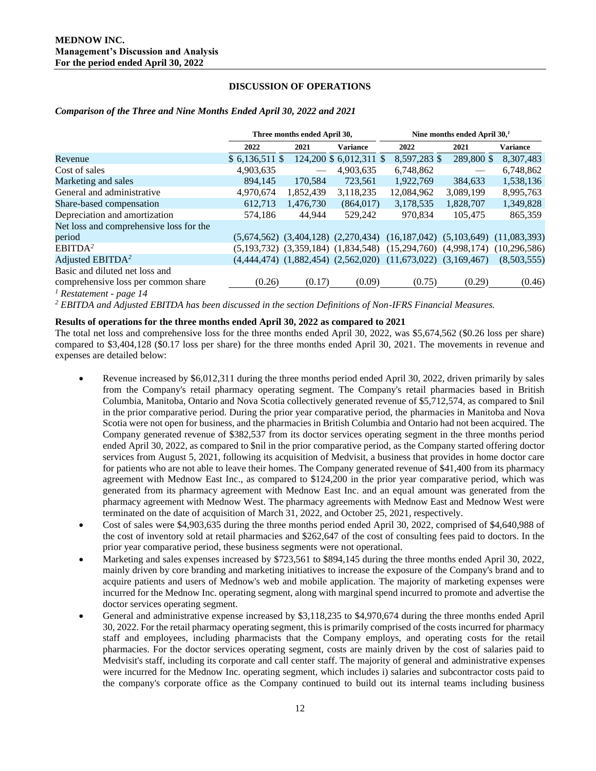**MEDNOW INC.**
**Management's Discussion and Analysis**
**For the period ended April 30, 2022**

## DISCUSSION OF OPERATIONS

### *Comparison of the Three and Nine Months Ended April 30, 2022 and 2021*

| | Three months ended April 30, | | | Nine months ended April 30,[1] | | |
|---|---|---|---|---|---|---|
| | 2022 | 2021 | Variance | 2022 | 2021 | Variance |
| Revenue | $ 6,136,511 $ | 124,200 $ | 6,012,311 $ | 8,597,283 $ | 289,800 $ | 8,307,483 |
| Cost of sales | 4,903,635 | — | 4,903,635 | 6,748,862 | — | 6,748,862 |
| Marketing and sales | 894,145 | 170,584 | 723,561 | 1,922,769 | 384,633 | 1,538,136 |
| General and administrative | 4,970,674 | 1,852,439 | 3,118,235 | 12,084,962 | 3,089,199 | 8,995,763 |
| Share-based compensation | 612,713 | 1,476,730 | (864,017) | 3,178,535 | 1,828,707 | 1,349,828 |
| Depreciation and amortization | 574,186 | 44,944 | 529,242 | 970,834 | 105,475 | 865,359 |
| Net loss and comprehensive loss for the period | (5,674,562) | (3,404,128) | (2,270,434) | (16,187,042) | (5,103,649) | (11,083,393) |
| EBITDA[2] | (5,193,732) | (3,359,184) | (1,834,548) | (15,294,760) | (4,998,174) | (10,296,586) |
| Adjusted EBITDA[2] | (4,444,474) | (1,882,454) | (2,562,020) | (11,673,022) | (3,169,467) | (8,503,555) |
| Basic and diluted net loss and comprehensive loss per common share | (0.26) | (0.17) | (0.09) | (0.75) | (0.29) | (0.46) |

*[1] Restatement - page 14*

*[2] EBITDA and Adjusted EBITDA has been discussed in the section Definitions of Non-IFRS Financial Measures.*

**Results of operations for the three months ended April 30, 2022 as compared to 2021**

The total net loss and comprehensive loss for the three months ended April 30, 2022, was $5,674,562 ($0.26 loss per share) compared to $3,404,128 ($0.17 loss per share) for the three months ended April 30, 2021. The movements in revenue and expenses are detailed below:

- Revenue increased by $6,012,311 during the three months period ended April 30, 2022, driven primarily by sales from the Company's retail pharmacy operating segment. The Company's retail pharmacies based in British Columbia, Manitoba, Ontario and Nova Scotia collectively generated revenue of $5,712,574, as compared to $nil in the prior comparative period. During the prior year comparative period, the pharmacies in Manitoba and Nova Scotia were not open for business, and the pharmacies in British Columbia and Ontario had not been acquired. The Company generated revenue of $382,537 from its doctor services operating segment in the three months period ended April 30, 2022, as compared to $nil in the prior comparative period, as the Company started offering doctor services from August 5, 2021, following its acquisition of Medvisit, a business that provides in home doctor care for patients who are not able to leave their homes. The Company generated revenue of $41,400 from its pharmacy agreement with Mednow East Inc., as compared to $124,200 in the prior year comparative period, which was generated from its pharmacy agreement with Mednow East Inc. and an equal amount was generated from the pharmacy agreement with Mednow West. The pharmacy agreements with Mednow East and Mednow West were terminated on the date of acquisition of March 31, 2022, and October 25, 2021, respectively.
- Cost of sales were $4,903,635 during the three months period ended April 30, 2022, comprised of $4,640,988 of the cost of inventory sold at retail pharmacies and $262,647 of the cost of consulting fees paid to doctors. In the prior year comparative period, these business segments were not operational.
- Marketing and sales expenses increased by $723,561 to $894,145 during the three months ended April 30, 2022, mainly driven by core branding and marketing initiatives to increase the exposure of the Company's brand and to acquire patients and users of Mednow's web and mobile application. The majority of marketing expenses were incurred for the Mednow Inc. operating segment, along with marginal spend incurred to promote and advertise the doctor services operating segment.
- General and administrative expense increased by $3,118,235 to $4,970,674 during the three months ended April 30, 2022. For the retail pharmacy operating segment, this is primarily comprised of the costs incurred for pharmacy staff and employees, including pharmacists that the Company employs, and operating costs for the retail pharmacies. For the doctor services operating segment, costs are mainly driven by the cost of salaries paid to Medvisit's staff, including its corporate and call center staff. The majority of general and administrative expenses were incurred for the Mednow Inc. operating segment, which includes i) salaries and subcontractor costs paid to the company's corporate office as the Company continued to build out its internal teams including business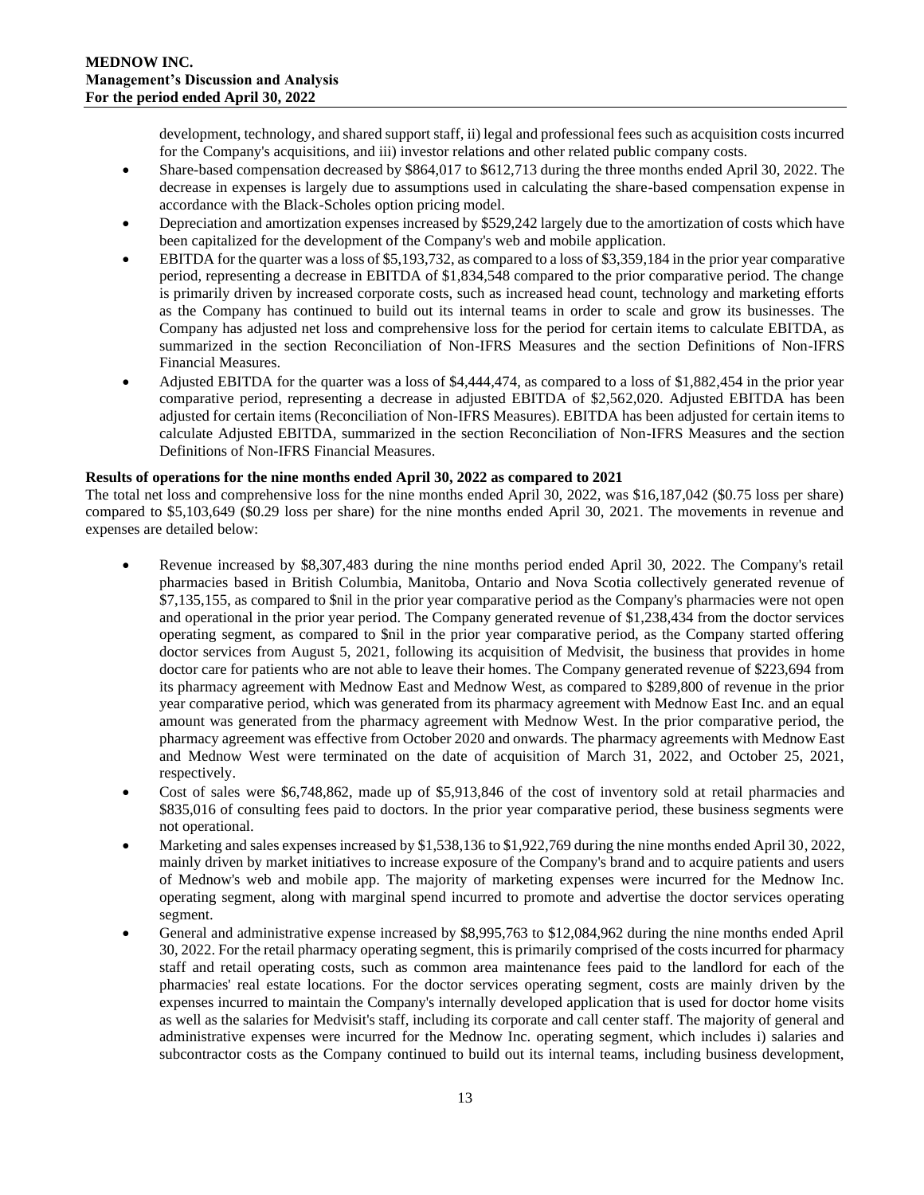development, technology, and shared support staff, ii) legal and professional fees such as acquisition costs incurred for the Company's acquisitions, and iii) investor relations and other related public company costs.

- Share-based compensation decreased by $864,017 to $612,713 during the three months ended April 30, 2022. The decrease in expenses is largely due to assumptions used in calculating the share-based compensation expense in accordance with the Black-Scholes option pricing model.
- Depreciation and amortization expenses increased by $529,242 largely due to the amortization of costs which have been capitalized for the development of the Company's web and mobile application.
- EBITDA for the quarter was a loss of $5,193,732, as compared to a loss of $3,359,184 in the prior year comparative period, representing a decrease in EBITDA of $1,834,548 compared to the prior comparative period. The change is primarily driven by increased corporate costs, such as increased head count, technology and marketing efforts as the Company has continued to build out its internal teams in order to scale and grow its businesses. The Company has adjusted net loss and comprehensive loss for the period for certain items to calculate EBITDA, as summarized in the section Reconciliation of Non-IFRS Measures and the section Definitions of Non-IFRS Financial Measures.
- Adjusted EBITDA for the quarter was a loss of $4,444,474, as compared to a loss of $1,882,454 in the prior year comparative period, representing a decrease in adjusted EBITDA of $2,562,020. Adjusted EBITDA has been adjusted for certain items (Reconciliation of Non-IFRS Measures). EBITDA has been adjusted for certain items to calculate Adjusted EBITDA, summarized in the section Reconciliation of Non-IFRS Measures and the section Definitions of Non-IFRS Financial Measures.

**Results of operations for the nine months ended April 30, 2022 as compared to 2021**

The total net loss and comprehensive loss for the nine months ended April 30, 2022, was $16,187,042 ($0.75 loss per share) compared to $5,103,649 ($0.29 loss per share) for the nine months ended April 30, 2021. The movements in revenue and expenses are detailed below:

- Revenue increased by $8,307,483 during the nine months period ended April 30, 2022. The Company's retail pharmacies based in British Columbia, Manitoba, Ontario and Nova Scotia collectively generated revenue of $7,135,155, as compared to $nil in the prior year comparative period as the Company's pharmacies were not open and operational in the prior year period. The Company generated revenue of $1,238,434 from the doctor services operating segment, as compared to $nil in the prior year comparative period, as the Company started offering doctor services from August 5, 2021, following its acquisition of Medvisit, the business that provides in home doctor care for patients who are not able to leave their homes. The Company generated revenue of $223,694 from its pharmacy agreement with Mednow East and Mednow West, as compared to $289,800 of revenue in the prior year comparative period, which was generated from its pharmacy agreement with Mednow East Inc. and an equal amount was generated from the pharmacy agreement with Mednow West. In the prior comparative period, the pharmacy agreement was effective from October 2020 and onwards. The pharmacy agreements with Mednow East and Mednow West were terminated on the date of acquisition of March 31, 2022, and October 25, 2021, respectively.
- Cost of sales were $6,748,862, made up of $5,913,846 of the cost of inventory sold at retail pharmacies and $835,016 of consulting fees paid to doctors. In the prior year comparative period, these business segments were not operational.
- Marketing and sales expenses increased by $1,538,136 to $1,922,769 during the nine months ended April 30, 2022, mainly driven by market initiatives to increase exposure of the Company's brand and to acquire patients and users of Mednow's web and mobile app. The majority of marketing expenses were incurred for the Mednow Inc. operating segment, along with marginal spend incurred to promote and advertise the doctor services operating segment.
- General and administrative expense increased by $8,995,763 to $12,084,962 during the nine months ended April 30, 2022. For the retail pharmacy operating segment, this is primarily comprised of the costs incurred for pharmacy staff and retail operating costs, such as common area maintenance fees paid to the landlord for each of the pharmacies' real estate locations. For the doctor services operating segment, costs are mainly driven by the expenses incurred to maintain the Company's internally developed application that is used for doctor home visits as well as the salaries for Medvisit's staff, including its corporate and call center staff. The majority of general and administrative expenses were incurred for the Mednow Inc. operating segment, which includes i) salaries and subcontractor costs as the Company continued to build out its internal teams, including business development,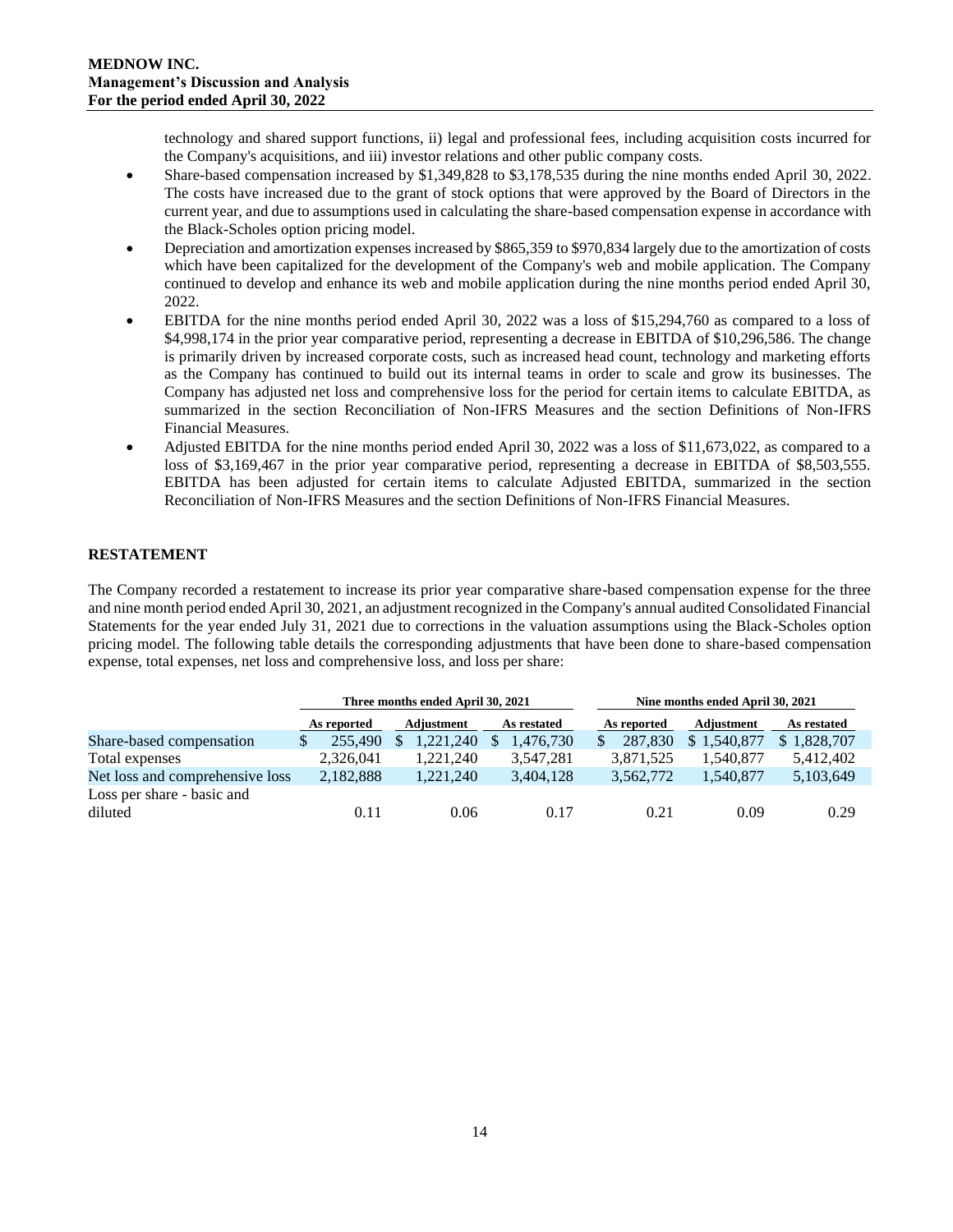technology and shared support functions, ii) legal and professional fees, including acquisition costs incurred for the Company's acquisitions, and iii) investor relations and other public company costs.

- Share-based compensation increased by $1,349,828 to $3,178,535 during the nine months ended April 30, 2022. The costs have increased due to the grant of stock options that were approved by the Board of Directors in the current year, and due to assumptions used in calculating the share-based compensation expense in accordance with the Black-Scholes option pricing model.
- Depreciation and amortization expenses increased by $865,359 to $970,834 largely due to the amortization of costs which have been capitalized for the development of the Company's web and mobile application. The Company continued to develop and enhance its web and mobile application during the nine months period ended April 30, 2022.
- EBITDA for the nine months period ended April 30, 2022 was a loss of $15,294,760 as compared to a loss of $4,998,174 in the prior year comparative period, representing a decrease in EBITDA of $10,296,586. The change is primarily driven by increased corporate costs, such as increased head count, technology and marketing efforts as the Company has continued to build out its internal teams in order to scale and grow its businesses. The Company has adjusted net loss and comprehensive loss for the period for certain items to calculate EBITDA, as summarized in the section Reconciliation of Non-IFRS Measures and the section Definitions of Non-IFRS Financial Measures.
- Adjusted EBITDA for the nine months period ended April 30, 2022 was a loss of $11,673,022, as compared to a loss of $3,169,467 in the prior year comparative period, representing a decrease in EBITDA of $8,503,555. EBITDA has been adjusted for certain items to calculate Adjusted EBITDA, summarized in the section Reconciliation of Non-IFRS Measures and the section Definitions of Non-IFRS Financial Measures.

## RESTATEMENT

The Company recorded a restatement to increase its prior year comparative share-based compensation expense for the three and nine month period ended April 30, 2021, an adjustment recognized in the Company's annual audited Consolidated Financial Statements for the year ended July 31, 2021 due to corrections in the valuation assumptions using the Black-Scholes option pricing model. The following table details the corresponding adjustments that have been done to share-based compensation expense, total expenses, net loss and comprehensive loss, and loss per share:

| | Three months ended April 30, 2021 | | | Nine months ended April 30, 2021 | | |
|---|---|---|---|---|---|---|
| | As reported | Adjustment | As restated | As reported | Adjustment | As restated |
| Share-based compensation | $ 255,490 | $ 1,221,240 | $ 1,476,730 | $ 287,830 | $ 1,540,877 | $ 1,828,707 |
| Total expenses | 2,326,041 | 1,221,240 | 3,547,281 | 3,871,525 | 1,540,877 | 5,412,402 |
| Net loss and comprehensive loss | 2,182,888 | 1,221,240 | 3,404,128 | 3,562,772 | 1,540,877 | 5,103,649 |
| Loss per share - basic and diluted | 0.11 | 0.06 | 0.17 | 0.21 | 0.09 | 0.29 |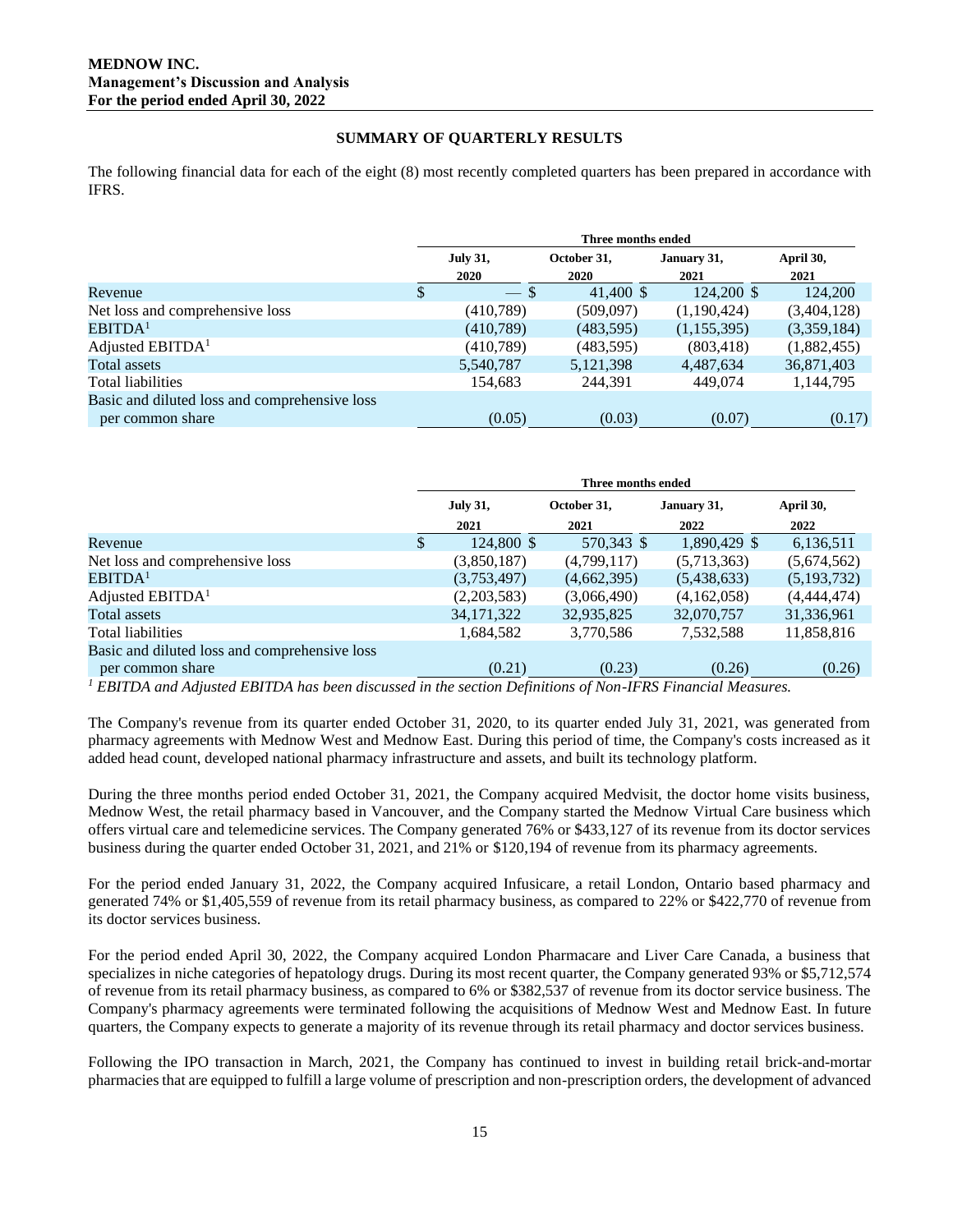## SUMMARY OF QUARTERLY RESULTS

The following financial data for each of the eight (8) most recently completed quarters has been prepared in accordance with IFRS.

| | Three months ended | | | |
|---|---|---|---|---|
| | July 31, 2020 | October 31, 2020 | January 31, 2021 | April 30, 2021 |
| Revenue | $ — | $ 41,400 | $ 124,200 | $ 124,200 |
| Net loss and comprehensive loss | (410,789) | (509,097) | (1,190,424) | (3,404,128) |
| EBITDA[1] | (410,789) | (483,595) | (1,155,395) | (3,359,184) |
| Adjusted EBITDA[1] | (410,789) | (483,595) | (803,418) | (1,882,455) |
| Total assets | 5,540,787 | 5,121,398 | 4,487,634 | 36,871,403 |
| Total liabilities | 154,683 | 244,391 | 449,074 | 1,144,795 |
| Basic and diluted loss and comprehensive loss per common share | (0.05) | (0.03) | (0.07) | (0.17) |

| | Three months ended | | | |
|---|---|---|---|---|
| | July 31, 2021 | October 31, 2021 | January 31, 2022 | April 30, 2022 |
| Revenue | $ 124,800 | $ 570,343 | $ 1,890,429 | $ 6,136,511 |
| Net loss and comprehensive loss | (3,850,187) | (4,799,117) | (5,713,363) | (5,674,562) |
| EBITDA[1] | (3,753,497) | (4,662,395) | (5,438,633) | (5,193,732) |
| Adjusted EBITDA[1] | (2,203,583) | (3,066,490) | (4,162,058) | (4,444,474) |
| Total assets | 34,171,322 | 32,935,825 | 32,070,757 | 31,336,961 |
| Total liabilities | 1,684,582 | 3,770,586 | 7,532,588 | 11,858,816 |
| Basic and diluted loss and comprehensive loss per common share | (0.21) | (0.23) | (0.26) | (0.26) |

*[1] EBITDA and Adjusted EBITDA has been discussed in the section Definitions of Non-IFRS Financial Measures.*

The Company's revenue from its quarter ended October 31, 2020, to its quarter ended July 31, 2021, was generated from pharmacy agreements with Mednow West and Mednow East. During this period of time, the Company's costs increased as it added head count, developed national pharmacy infrastructure and assets, and built its technology platform.

During the three months period ended October 31, 2021, the Company acquired Medvisit, the doctor home visits business, Mednow West, the retail pharmacy based in Vancouver, and the Company started the Mednow Virtual Care business which offers virtual care and telemedicine services. The Company generated 76% or $433,127 of its revenue from its doctor services business during the quarter ended October 31, 2021, and 21% or $120,194 of revenue from its pharmacy agreements.

For the period ended January 31, 2022, the Company acquired Infusicare, a retail London, Ontario based pharmacy and generated 74% or $1,405,559 of revenue from its retail pharmacy business, as compared to 22% or $422,770 of revenue from its doctor services business.

For the period ended April 30, 2022, the Company acquired London Pharmacare and Liver Care Canada, a business that specializes in niche categories of hepatology drugs. During its most recent quarter, the Company generated 93% or $5,712,574 of revenue from its retail pharmacy business, as compared to 6% or $382,537 of revenue from its doctor service business. The Company's pharmacy agreements were terminated following the acquisitions of Mednow West and Mednow East. In future quarters, the Company expects to generate a majority of its revenue through its retail pharmacy and doctor services business.

Following the IPO transaction in March, 2021, the Company has continued to invest in building retail brick-and-mortar pharmacies that are equipped to fulfill a large volume of prescription and non-prescription orders, the development of advanced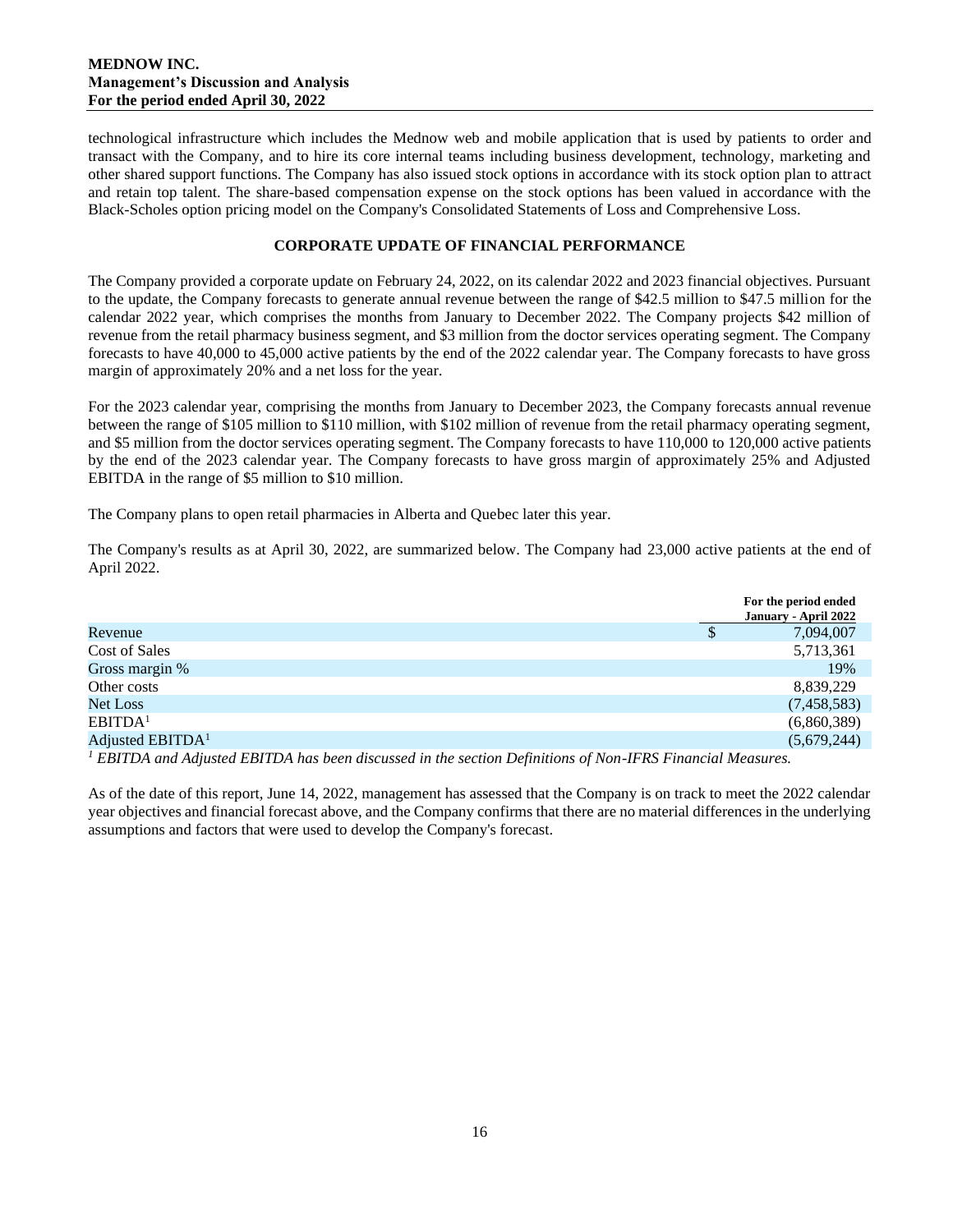technological infrastructure which includes the Mednow web and mobile application that is used by patients to order and transact with the Company, and to hire its core internal teams including business development, technology, marketing and other shared support functions. The Company has also issued stock options in accordance with its stock option plan to attract and retain top talent. The share-based compensation expense on the stock options has been valued in accordance with the Black-Scholes option pricing model on the Company's Consolidated Statements of Loss and Comprehensive Loss.

## CORPORATE UPDATE OF FINANCIAL PERFORMANCE

The Company provided a corporate update on February 24, 2022, on its calendar 2022 and 2023 financial objectives. Pursuant to the update, the Company forecasts to generate annual revenue between the range of $42.5 million to $47.5 million for the calendar 2022 year, which comprises the months from January to December 2022. The Company projects $42 million of revenue from the retail pharmacy business segment, and $3 million from the doctor services operating segment. The Company forecasts to have 40,000 to 45,000 active patients by the end of the 2022 calendar year. The Company forecasts to have gross margin of approximately 20% and a net loss for the year.

For the 2023 calendar year, comprising the months from January to December 2023, the Company forecasts annual revenue between the range of $105 million to $110 million, with $102 million of revenue from the retail pharmacy operating segment, and $5 million from the doctor services operating segment. The Company forecasts to have 110,000 to 120,000 active patients by the end of the 2023 calendar year. The Company forecasts to have gross margin of approximately 25% and Adjusted EBITDA in the range of $5 million to $10 million.

The Company plans to open retail pharmacies in Alberta and Quebec later this year.

The Company's results as at April 30, 2022, are summarized below. The Company had 23,000 active patients at the end of April 2022.

| | For the period ended January - April 2022 |
|---|---|
| Revenue | $ 7,094,007 |
| Cost of Sales | 5,713,361 |
| Gross margin % | 19% |
| Other costs | 8,839,229 |
| Net Loss | (7,458,583) |
| EBITDA[1] | (6,860,389) |
| Adjusted EBITDA[1] | (5,679,244) |

[1] *EBITDA and Adjusted EBITDA has been discussed in the section Definitions of Non-IFRS Financial Measures.*

As of the date of this report, June 14, 2022, management has assessed that the Company is on track to meet the 2022 calendar year objectives and financial forecast above, and the Company confirms that there are no material differences in the underlying assumptions and factors that were used to develop the Company's forecast.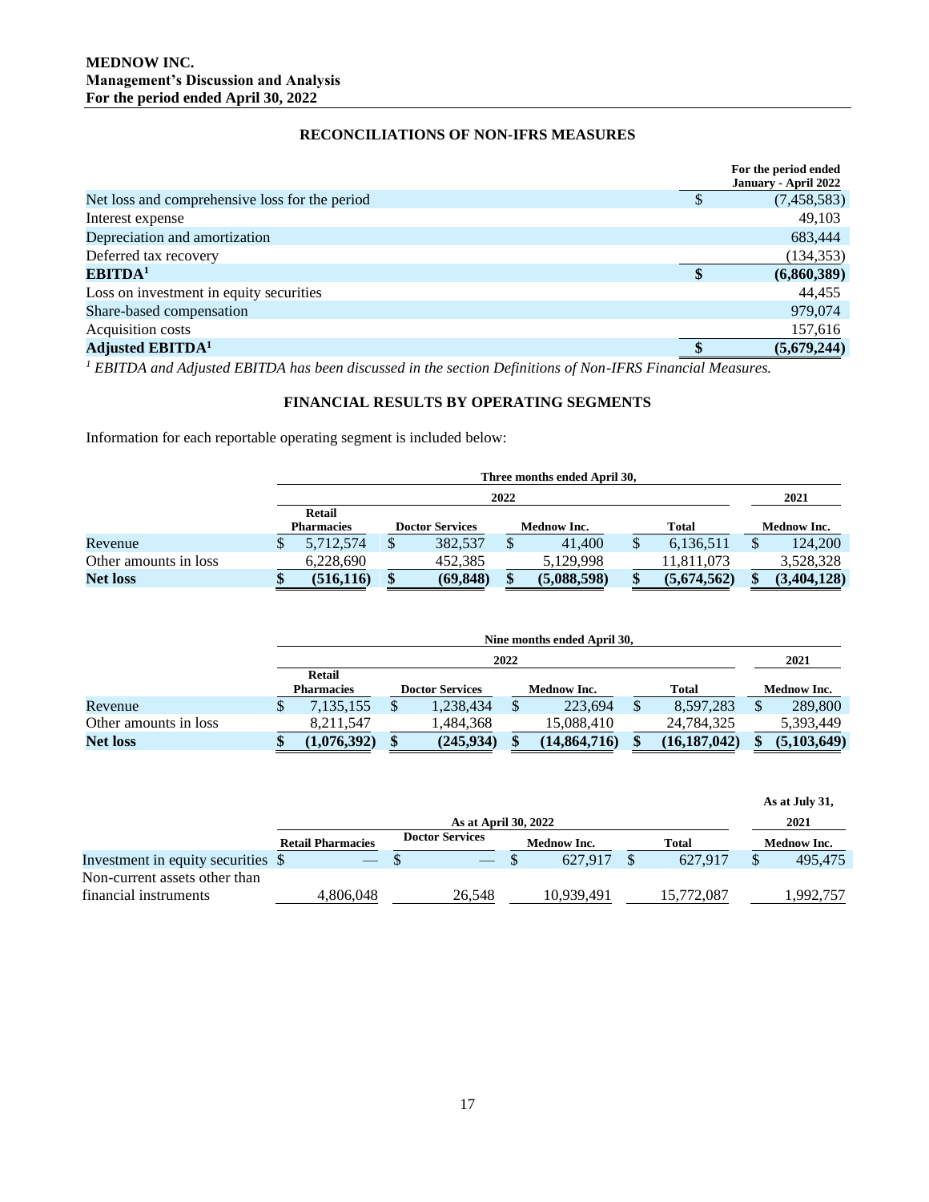**MEDNOW INC.**
**Management's Discussion and Analysis**
**For the period ended April 30, 2022**

## RECONCILIATIONS OF NON-IFRS MEASURES

| | For the period ended January - April 2022 |
|---|---|
| Net loss and comprehensive loss for the period | $ (7,458,583) |
| Interest expense | 49,103 |
| Depreciation and amortization | 683,444 |
| Deferred tax recovery | (134,353) |
| **EBITDA[1]** | **$ (6,860,389)** |
| Loss on investment in equity securities | 44,455 |
| Share-based compensation | 979,074 |
| Acquisition costs | 157,616 |
| **Adjusted EBITDA[1]** | **$ (5,679,244)** |

*[1] EBITDA and Adjusted EBITDA has been discussed in the section Definitions of Non-IFRS Financial Measures.*

## FINANCIAL RESULTS BY OPERATING SEGMENTS

Information for each reportable operating segment is included below:

| | Three months ended April 30, | | | | |
|---|---|---|---|---|---|
| | 2022 | | | | 2021 |
| | Retail Pharmacies | Doctor Services | Mednow Inc. | Total | Mednow Inc. |
| Revenue | $ 5,712,574 | $ 382,537 | $ 41,400 | $ 6,136,511 | $ 124,200 |
| Other amounts in loss | 6,228,690 | 452,385 | 5,129,998 | 11,811,073 | 3,528,328 |
| **Net loss** | **$ (516,116)** | **$ (69,848)** | **$ (5,088,598)** | **$ (5,674,562)** | **$ (3,404,128)** |

| | Nine months ended April 30, | | | | |
|---|---|---|---|---|---|
| | 2022 | | | | 2021 |
| | Retail Pharmacies | Doctor Services | Mednow Inc. | Total | Mednow Inc. |
| Revenue | $ 7,135,155 | $ 1,238,434 | $ 223,694 | $ 8,597,283 | $ 289,800 |
| Other amounts in loss | 8,211,547 | 1,484,368 | 15,088,410 | 24,784,325 | 5,393,449 |
| **Net loss** | **$ (1,076,392)** | **$ (245,934)** | **$ (14,864,716)** | **$ (16,187,042)** | **$ (5,103,649)** |

| | As at April 30, 2022 | | | | As at July 31, 2021 |
|---|---|---|---|---|---|
| | Retail Pharmacies | Doctor Services | Mednow Inc. | Total | Mednow Inc. |
| Investment in equity securities | $ — | $ — | $ 627,917 | $ 627,917 | $ 495,475 |
| Non-current assets other than financial instruments | 4,806,048 | 26,548 | 10,939,491 | 15,772,087 | 1,992,757 |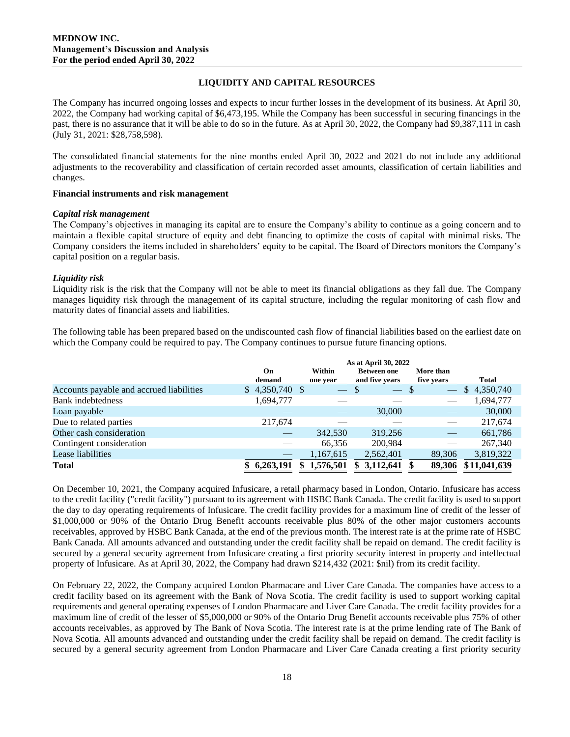**MEDNOW INC.**
**Management's Discussion and Analysis**
**For the period ended April 30, 2022**

## LIQUIDITY AND CAPITAL RESOURCES

The Company has incurred ongoing losses and expects to incur further losses in the development of its business. At April 30, 2022, the Company had working capital of $6,473,195. While the Company has been successful in securing financings in the past, there is no assurance that it will be able to do so in the future. As at April 30, 2022, the Company had $9,387,111 in cash (July 31, 2021: $28,758,598).

The consolidated financial statements for the nine months ended April 30, 2022 and 2021 do not include any additional adjustments to the recoverability and classification of certain recorded asset amounts, classification of certain liabilities and changes.

### Financial instruments and risk management

***Capital risk management***
The Company's objectives in managing its capital are to ensure the Company's ability to continue as a going concern and to maintain a flexible capital structure of equity and debt financing to optimize the costs of capital with minimal risks. The Company considers the items included in shareholders' equity to be capital. The Board of Directors monitors the Company's capital position on a regular basis.

***Liquidity risk***
Liquidity risk is the risk that the Company will not be able to meet its financial obligations as they fall due. The Company manages liquidity risk through the management of its capital structure, including the regular monitoring of cash flow and maturity dates of financial assets and liabilities.

The following table has been prepared based on the undiscounted cash flow of financial liabilities based on the earliest date on which the Company could be required to pay. The Company continues to pursue future financing options.

| | As at April 30, 2022 | | | | |
|---|---|---|---|---|---|
| | On demand | Within one year | Between one and five years | More than five years | Total |
| Accounts payable and accrued liabilities | $ 4,350,740 | $ — | $ — | $ — | $ 4,350,740 |
| Bank indebtedness | 1,694,777 | — | — | — | 1,694,777 |
| Loan payable | — | — | 30,000 | — | 30,000 |
| Due to related parties | 217,674 | — | — | — | 217,674 |
| Other cash consideration | — | 342,530 | 319,256 | — | 661,786 |
| Contingent consideration | — | 66,356 | 200,984 | — | 267,340 |
| Lease liabilities | — | 1,167,615 | 2,562,401 | 89,306 | 3,819,322 |
| **Total** | **$ 6,263,191** | **$ 1,576,501** | **$ 3,112,641** | **$ 89,306** | **$11,041,639** |

On December 10, 2021, the Company acquired Infusicare, a retail pharmacy based in London, Ontario. Infusicare has access to the credit facility ("credit facility") pursuant to its agreement with HSBC Bank Canada. The credit facility is used to support the day to day operating requirements of Infusicare. The credit facility provides for a maximum line of credit of the lesser of $1,000,000 or 90% of the Ontario Drug Benefit accounts receivable plus 80% of the other major customers accounts receivables, approved by HSBC Bank Canada, at the end of the previous month. The interest rate is at the prime rate of HSBC Bank Canada. All amounts advanced and outstanding under the credit facility shall be repaid on demand. The credit facility is secured by a general security agreement from Infusicare creating a first priority security interest in property and intellectual property of Infusicare. As at April 30, 2022, the Company had drawn $214,432 (2021: $nil) from its credit facility.

On February 22, 2022, the Company acquired London Pharmacare and Liver Care Canada. The companies have access to a credit facility based on its agreement with the Bank of Nova Scotia. The credit facility is used to support working capital requirements and general operating expenses of London Pharmacare and Liver Care Canada. The credit facility provides for a maximum line of credit of the lesser of $5,000,000 or 90% of the Ontario Drug Benefit accounts receivable plus 75% of other accounts receivables, as approved by The Bank of Nova Scotia. The interest rate is at the prime lending rate of The Bank of Nova Scotia. All amounts advanced and outstanding under the credit facility shall be repaid on demand. The credit facility is secured by a general security agreement from London Pharmacare and Liver Care Canada creating a first priority security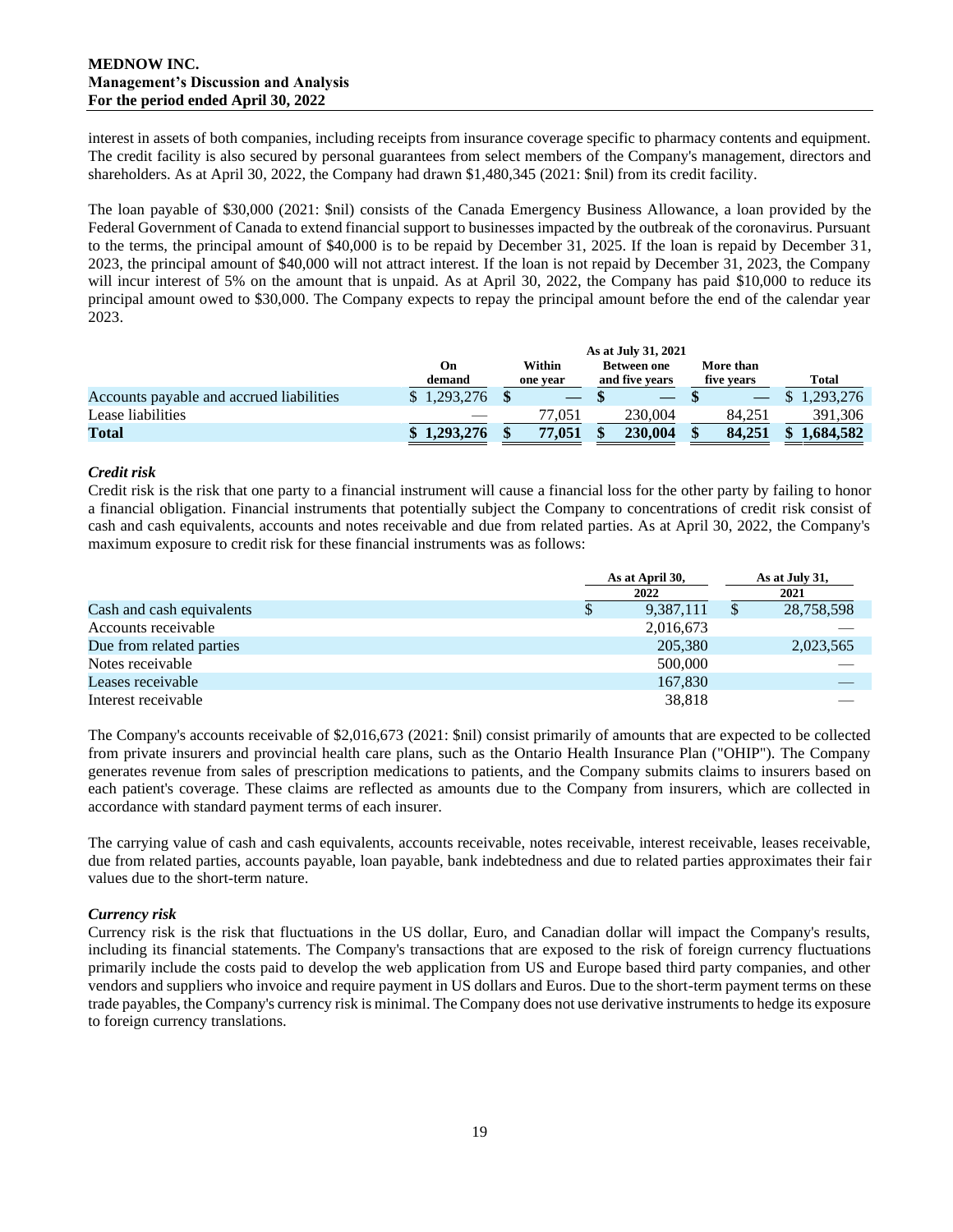interest in assets of both companies, including receipts from insurance coverage specific to pharmacy contents and equipment. The credit facility is also secured by personal guarantees from select members of the Company's management, directors and shareholders. As at April 30, 2022, the Company had drawn $1,480,345 (2021: $nil) from its credit facility.

The loan payable of $30,000 (2021: $nil) consists of the Canada Emergency Business Allowance, a loan provided by the Federal Government of Canada to extend financial support to businesses impacted by the outbreak of the coronavirus. Pursuant to the terms, the principal amount of $40,000 is to be repaid by December 31, 2025. If the loan is repaid by December 31, 2023, the principal amount of $40,000 will not attract interest. If the loan is not repaid by December 31, 2023, the Company will incur interest of 5% on the amount that is unpaid. As at April 30, 2022, the Company has paid $10,000 to reduce its principal amount owed to $30,000. The Company expects to repay the principal amount before the end of the calendar year 2023.

| | As at July 31, 2021 | | | | |
|---|---|---|---|---|---|
| | On demand | Within one year | Between one and five years | More than five years | Total |
| Accounts payable and accrued liabilities | $ 1,293,276 | $ — | $ — | $ — | $ 1,293,276 |
| Lease liabilities | — | 77,051 | 230,004 | 84,251 | 391,306 |
| **Total** | **$ 1,293,276** | **$ 77,051** | **$ 230,004** | **$ 84,251** | **$ 1,684,582** |

### *Credit risk*

Credit risk is the risk that one party to a financial instrument will cause a financial loss for the other party by failing to honor a financial obligation. Financial instruments that potentially subject the Company to concentrations of credit risk consist of cash and cash equivalents, accounts and notes receivable and due from related parties. As at April 30, 2022, the Company's maximum exposure to credit risk for these financial instruments was as follows:

| | As at April 30, 2022 | As at July 31, 2021 |
|---|---|---|
| Cash and cash equivalents | $ 9,387,111 | $ 28,758,598 |
| Accounts receivable | 2,016,673 | — |
| Due from related parties | 205,380 | 2,023,565 |
| Notes receivable | 500,000 | — |
| Leases receivable | 167,830 | — |
| Interest receivable | 38,818 | — |

The Company's accounts receivable of $2,016,673 (2021: $nil) consist primarily of amounts that are expected to be collected from private insurers and provincial health care plans, such as the Ontario Health Insurance Plan ("OHIP"). The Company generates revenue from sales of prescription medications to patients, and the Company submits claims to insurers based on each patient's coverage. These claims are reflected as amounts due to the Company from insurers, which are collected in accordance with standard payment terms of each insurer.

The carrying value of cash and cash equivalents, accounts receivable, notes receivable, interest receivable, leases receivable, due from related parties, accounts payable, loan payable, bank indebtedness and due to related parties approximates their fair values due to the short-term nature.

### *Currency risk*

Currency risk is the risk that fluctuations in the US dollar, Euro, and Canadian dollar will impact the Company's results, including its financial statements. The Company's transactions that are exposed to the risk of foreign currency fluctuations primarily include the costs paid to develop the web application from US and Europe based third party companies, and other vendors and suppliers who invoice and require payment in US dollars and Euros. Due to the short-term payment terms on these trade payables, the Company's currency risk is minimal. The Company does not use derivative instruments to hedge its exposure to foreign currency translations.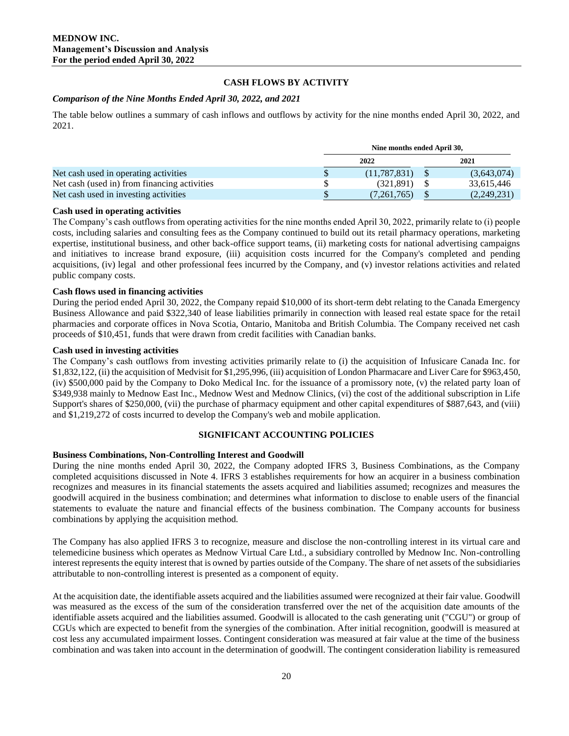## CASH FLOWS BY ACTIVITY

### *Comparison of the Nine Months Ended April 30, 2022, and 2021*

The table below outlines a summary of cash inflows and outflows by activity for the nine months ended April 30, 2022, and 2021.

| | Nine months ended April 30, | |
|---|---|---|
| | 2022 | 2021 |
| Net cash used in operating activities | $ (11,787,831) | $ (3,643,074) |
| Net cash (used in) from financing activities | $ (321,891) | $ 33,615,446 |
| Net cash used in investing activities | $ (7,261,765) | $ (2,249,231) |

**Cash used in operating activities**

The Company's cash outflows from operating activities for the nine months ended April 30, 2022, primarily relate to (i) people costs, including salaries and consulting fees as the Company continued to build out its retail pharmacy operations, marketing expertise, institutional business, and other back-office support teams, (ii) marketing costs for national advertising campaigns and initiatives to increase brand exposure, (iii) acquisition costs incurred for the Company's completed and pending acquisitions, (iv) legal and other professional fees incurred by the Company, and (v) investor relations activities and related public company costs.

**Cash flows used in financing activities**

During the period ended April 30, 2022, the Company repaid $10,000 of its short-term debt relating to the Canada Emergency Business Allowance and paid $322,340 of lease liabilities primarily in connection with leased real estate space for the retail pharmacies and corporate offices in Nova Scotia, Ontario, Manitoba and British Columbia. The Company received net cash proceeds of $10,451, funds that were drawn from credit facilities with Canadian banks.

**Cash used in investing activities**

The Company's cash outflows from investing activities primarily relate to (i) the acquisition of Infusicare Canada Inc. for $1,832,122, (ii) the acquisition of Medvisit for $1,295,996, (iii) acquisition of London Pharmacare and Liver Care for $963,450, (iv) $500,000 paid by the Company to Doko Medical Inc. for the issuance of a promissory note, (v) the related party loan of $349,938 mainly to Mednow East Inc., Mednow West and Mednow Clinics, (vi) the cost of the additional subscription in Life Support's shares of $250,000, (vii) the purchase of pharmacy equipment and other capital expenditures of $887,643, and (viii) and $1,219,272 of costs incurred to develop the Company's web and mobile application.

## SIGNIFICANT ACCOUNTING POLICIES

**Business Combinations, Non-Controlling Interest and Goodwill**

During the nine months ended April 30, 2022, the Company adopted IFRS 3, Business Combinations, as the Company completed acquisitions discussed in Note 4. IFRS 3 establishes requirements for how an acquirer in a business combination recognizes and measures in its financial statements the assets acquired and liabilities assumed; recognizes and measures the goodwill acquired in the business combination; and determines what information to disclose to enable users of the financial statements to evaluate the nature and financial effects of the business combination. The Company accounts for business combinations by applying the acquisition method.

The Company has also applied IFRS 3 to recognize, measure and disclose the non-controlling interest in its virtual care and telemedicine business which operates as Mednow Virtual Care Ltd., a subsidiary controlled by Mednow Inc. Non-controlling interest represents the equity interest that is owned by parties outside of the Company. The share of net assets of the subsidiaries attributable to non-controlling interest is presented as a component of equity.

At the acquisition date, the identifiable assets acquired and the liabilities assumed were recognized at their fair value. Goodwill was measured as the excess of the sum of the consideration transferred over the net of the acquisition date amounts of the identifiable assets acquired and the liabilities assumed. Goodwill is allocated to the cash generating unit ("CGU") or group of CGUs which are expected to benefit from the synergies of the combination. After initial recognition, goodwill is measured at cost less any accumulated impairment losses. Contingent consideration was measured at fair value at the time of the business combination and was taken into account in the determination of goodwill. The contingent consideration liability is remeasured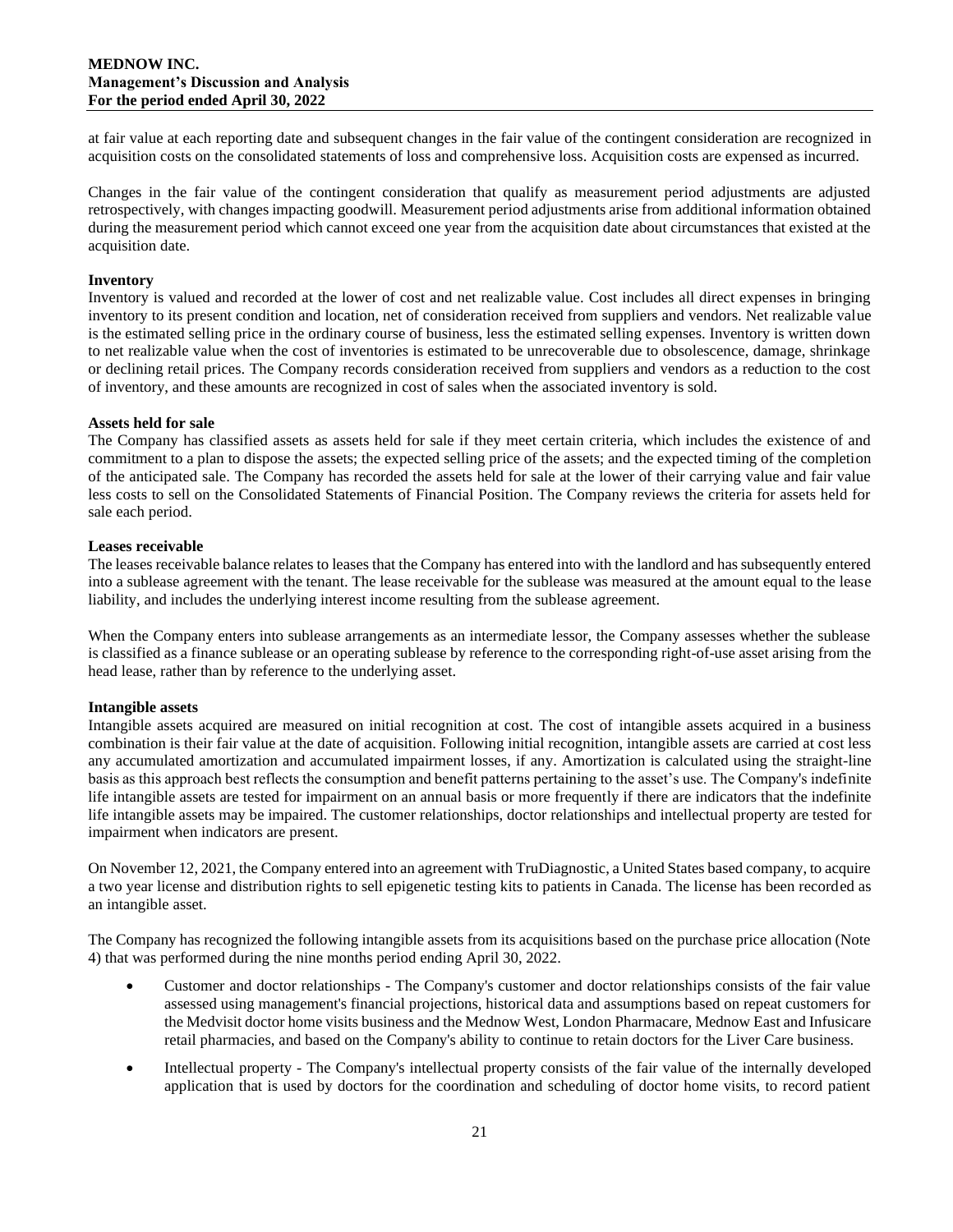at fair value at each reporting date and subsequent changes in the fair value of the contingent consideration are recognized in acquisition costs on the consolidated statements of loss and comprehensive loss. Acquisition costs are expensed as incurred.

Changes in the fair value of the contingent consideration that qualify as measurement period adjustments are adjusted retrospectively, with changes impacting goodwill. Measurement period adjustments arise from additional information obtained during the measurement period which cannot exceed one year from the acquisition date about circumstances that existed at the acquisition date.

**Inventory**

Inventory is valued and recorded at the lower of cost and net realizable value. Cost includes all direct expenses in bringing inventory to its present condition and location, net of consideration received from suppliers and vendors. Net realizable value is the estimated selling price in the ordinary course of business, less the estimated selling expenses. Inventory is written down to net realizable value when the cost of inventories is estimated to be unrecoverable due to obsolescence, damage, shrinkage or declining retail prices. The Company records consideration received from suppliers and vendors as a reduction to the cost of inventory, and these amounts are recognized in cost of sales when the associated inventory is sold.

**Assets held for sale**

The Company has classified assets as assets held for sale if they meet certain criteria, which includes the existence of and commitment to a plan to dispose the assets; the expected selling price of the assets; and the expected timing of the completion of the anticipated sale. The Company has recorded the assets held for sale at the lower of their carrying value and fair value less costs to sell on the Consolidated Statements of Financial Position. The Company reviews the criteria for assets held for sale each period.

**Leases receivable**

The leases receivable balance relates to leases that the Company has entered into with the landlord and has subsequently entered into a sublease agreement with the tenant. The lease receivable for the sublease was measured at the amount equal to the lease liability, and includes the underlying interest income resulting from the sublease agreement.

When the Company enters into sublease arrangements as an intermediate lessor, the Company assesses whether the sublease is classified as a finance sublease or an operating sublease by reference to the corresponding right-of-use asset arising from the head lease, rather than by reference to the underlying asset.

**Intangible assets**

Intangible assets acquired are measured on initial recognition at cost. The cost of intangible assets acquired in a business combination is their fair value at the date of acquisition. Following initial recognition, intangible assets are carried at cost less any accumulated amortization and accumulated impairment losses, if any. Amortization is calculated using the straight-line basis as this approach best reflects the consumption and benefit patterns pertaining to the asset's use. The Company's indefinite life intangible assets are tested for impairment on an annual basis or more frequently if there are indicators that the indefinite life intangible assets may be impaired. The customer relationships, doctor relationships and intellectual property are tested for impairment when indicators are present.

On November 12, 2021, the Company entered into an agreement with TruDiagnostic, a United States based company, to acquire a two year license and distribution rights to sell epigenetic testing kits to patients in Canada. The license has been recorded as an intangible asset.

The Company has recognized the following intangible assets from its acquisitions based on the purchase price allocation (Note 4) that was performed during the nine months period ending April 30, 2022.

- Customer and doctor relationships - The Company's customer and doctor relationships consists of the fair value assessed using management's financial projections, historical data and assumptions based on repeat customers for the Medvisit doctor home visits business and the Mednow West, London Pharmacare, Mednow East and Infusicare retail pharmacies, and based on the Company's ability to continue to retain doctors for the Liver Care business.
- Intellectual property - The Company's intellectual property consists of the fair value of the internally developed application that is used by doctors for the coordination and scheduling of doctor home visits, to record patient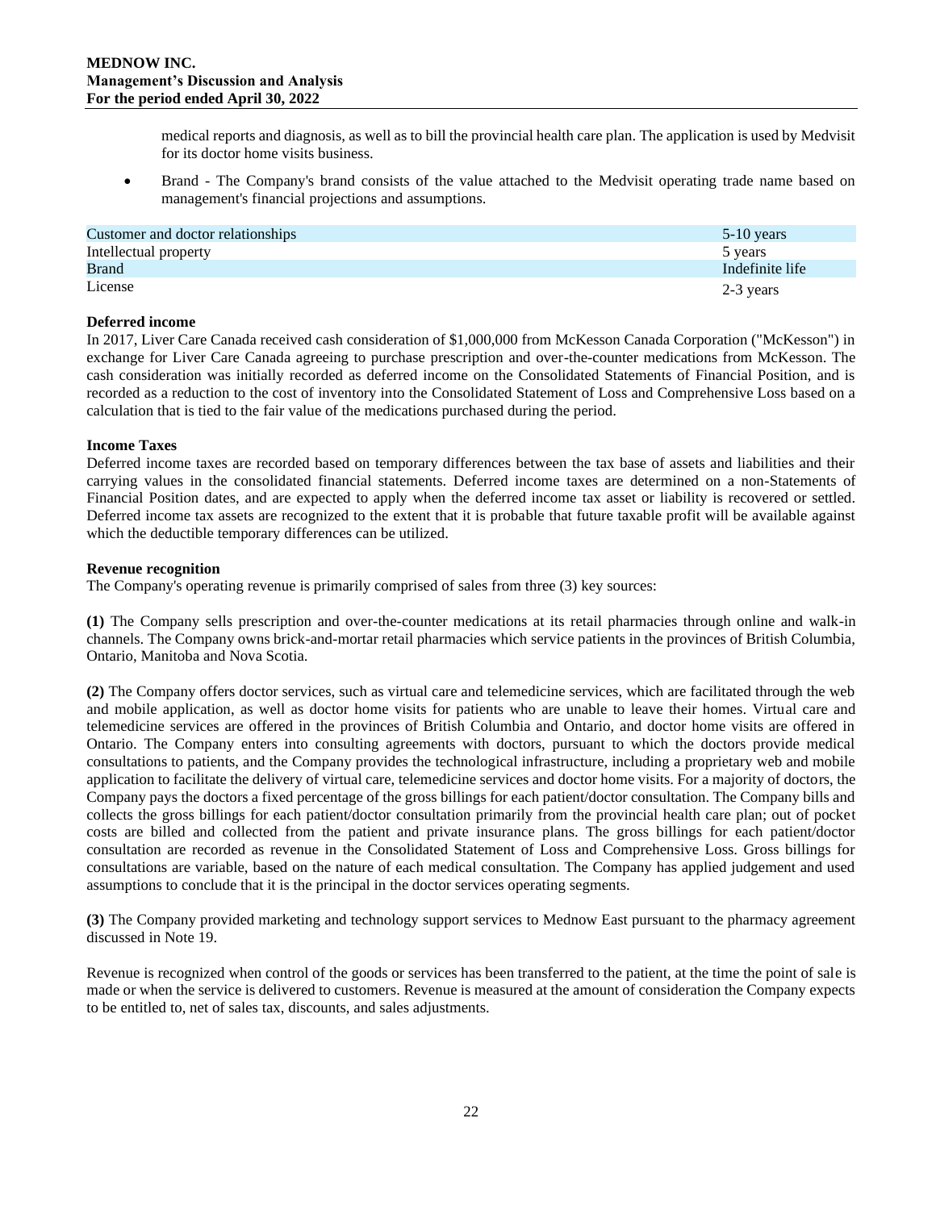medical reports and diagnosis, as well as to bill the provincial health care plan. The application is used by Medvisit for its doctor home visits business.

- Brand - The Company's brand consists of the value attached to the Medvisit operating trade name based on management's financial projections and assumptions.

| | |
|---|---|
| Customer and doctor relationships | 5-10 years |
| Intellectual property | 5 years |
| Brand | Indefinite life |
| License | 2-3 years |

**Deferred income**

In 2017, Liver Care Canada received cash consideration of $1,000,000 from McKesson Canada Corporation ("McKesson") in exchange for Liver Care Canada agreeing to purchase prescription and over-the-counter medications from McKesson. The cash consideration was initially recorded as deferred income on the Consolidated Statements of Financial Position, and is recorded as a reduction to the cost of inventory into the Consolidated Statement of Loss and Comprehensive Loss based on a calculation that is tied to the fair value of the medications purchased during the period.

**Income Taxes**

Deferred income taxes are recorded based on temporary differences between the tax base of assets and liabilities and their carrying values in the consolidated financial statements. Deferred income taxes are determined on a non-Statements of Financial Position dates, and are expected to apply when the deferred income tax asset or liability is recovered or settled. Deferred income tax assets are recognized to the extent that it is probable that future taxable profit will be available against which the deductible temporary differences can be utilized.

**Revenue recognition**

The Company's operating revenue is primarily comprised of sales from three (3) key sources:

**(1)** The Company sells prescription and over-the-counter medications at its retail pharmacies through online and walk-in channels. The Company owns brick-and-mortar retail pharmacies which service patients in the provinces of British Columbia, Ontario, Manitoba and Nova Scotia.

**(2)** The Company offers doctor services, such as virtual care and telemedicine services, which are facilitated through the web and mobile application, as well as doctor home visits for patients who are unable to leave their homes. Virtual care and telemedicine services are offered in the provinces of British Columbia and Ontario, and doctor home visits are offered in Ontario. The Company enters into consulting agreements with doctors, pursuant to which the doctors provide medical consultations to patients, and the Company provides the technological infrastructure, including a proprietary web and mobile application to facilitate the delivery of virtual care, telemedicine services and doctor home visits. For a majority of doctors, the Company pays the doctors a fixed percentage of the gross billings for each patient/doctor consultation. The Company bills and collects the gross billings for each patient/doctor consultation primarily from the provincial health care plan; out of pocket costs are billed and collected from the patient and private insurance plans. The gross billings for each patient/doctor consultation are recorded as revenue in the Consolidated Statement of Loss and Comprehensive Loss. Gross billings for consultations are variable, based on the nature of each medical consultation. The Company has applied judgement and used assumptions to conclude that it is the principal in the doctor services operating segments.

**(3)** The Company provided marketing and technology support services to Mednow East pursuant to the pharmacy agreement discussed in Note 19.

Revenue is recognized when control of the goods or services has been transferred to the patient, at the time the point of sale is made or when the service is delivered to customers. Revenue is measured at the amount of consideration the Company expects to be entitled to, net of sales tax, discounts, and sales adjustments.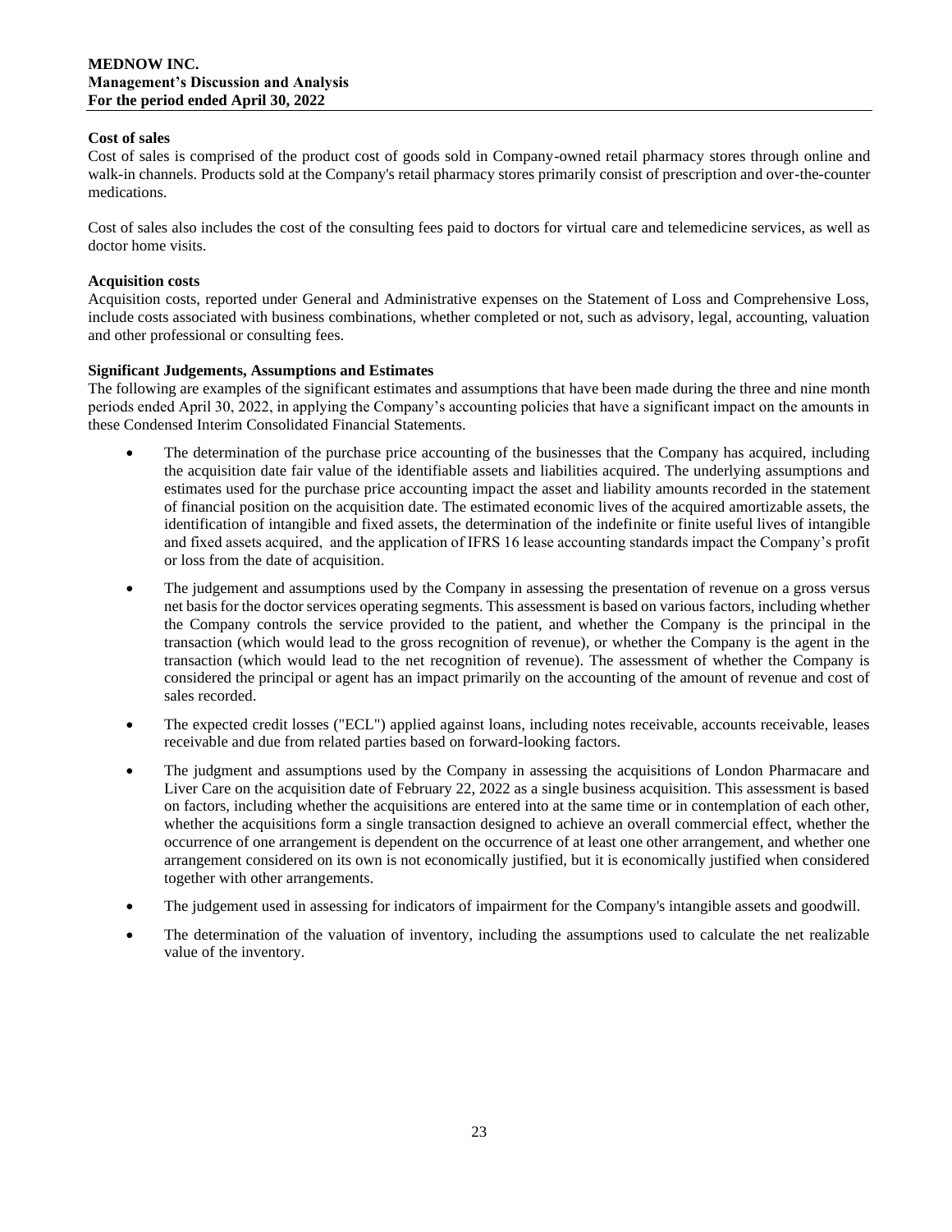### Cost of sales

Cost of sales is comprised of the product cost of goods sold in Company-owned retail pharmacy stores through online and walk-in channels. Products sold at the Company's retail pharmacy stores primarily consist of prescription and over-the-counter medications.

Cost of sales also includes the cost of the consulting fees paid to doctors for virtual care and telemedicine services, as well as doctor home visits.

### Acquisition costs

Acquisition costs, reported under General and Administrative expenses on the Statement of Loss and Comprehensive Loss, include costs associated with business combinations, whether completed or not, such as advisory, legal, accounting, valuation and other professional or consulting fees.

### Significant Judgements, Assumptions and Estimates

The following are examples of the significant estimates and assumptions that have been made during the three and nine month periods ended April 30, 2022, in applying the Company's accounting policies that have a significant impact on the amounts in these Condensed Interim Consolidated Financial Statements.

- The determination of the purchase price accounting of the businesses that the Company has acquired, including the acquisition date fair value of the identifiable assets and liabilities acquired. The underlying assumptions and estimates used for the purchase price accounting impact the asset and liability amounts recorded in the statement of financial position on the acquisition date. The estimated economic lives of the acquired amortizable assets, the identification of intangible and fixed assets, the determination of the indefinite or finite useful lives of intangible and fixed assets acquired, and the application of IFRS 16 lease accounting standards impact the Company's profit or loss from the date of acquisition.
- The judgement and assumptions used by the Company in assessing the presentation of revenue on a gross versus net basis for the doctor services operating segments. This assessment is based on various factors, including whether the Company controls the service provided to the patient, and whether the Company is the principal in the transaction (which would lead to the gross recognition of revenue), or whether the Company is the agent in the transaction (which would lead to the net recognition of revenue). The assessment of whether the Company is considered the principal or agent has an impact primarily on the accounting of the amount of revenue and cost of sales recorded.
- The expected credit losses ("ECL") applied against loans, including notes receivable, accounts receivable, leases receivable and due from related parties based on forward-looking factors.
- The judgment and assumptions used by the Company in assessing the acquisitions of London Pharmacare and Liver Care on the acquisition date of February 22, 2022 as a single business acquisition. This assessment is based on factors, including whether the acquisitions are entered into at the same time or in contemplation of each other, whether the acquisitions form a single transaction designed to achieve an overall commercial effect, whether the occurrence of one arrangement is dependent on the occurrence of at least one other arrangement, and whether one arrangement considered on its own is not economically justified, but it is economically justified when considered together with other arrangements.
- The judgement used in assessing for indicators of impairment for the Company's intangible assets and goodwill.
- The determination of the valuation of inventory, including the assumptions used to calculate the net realizable value of the inventory.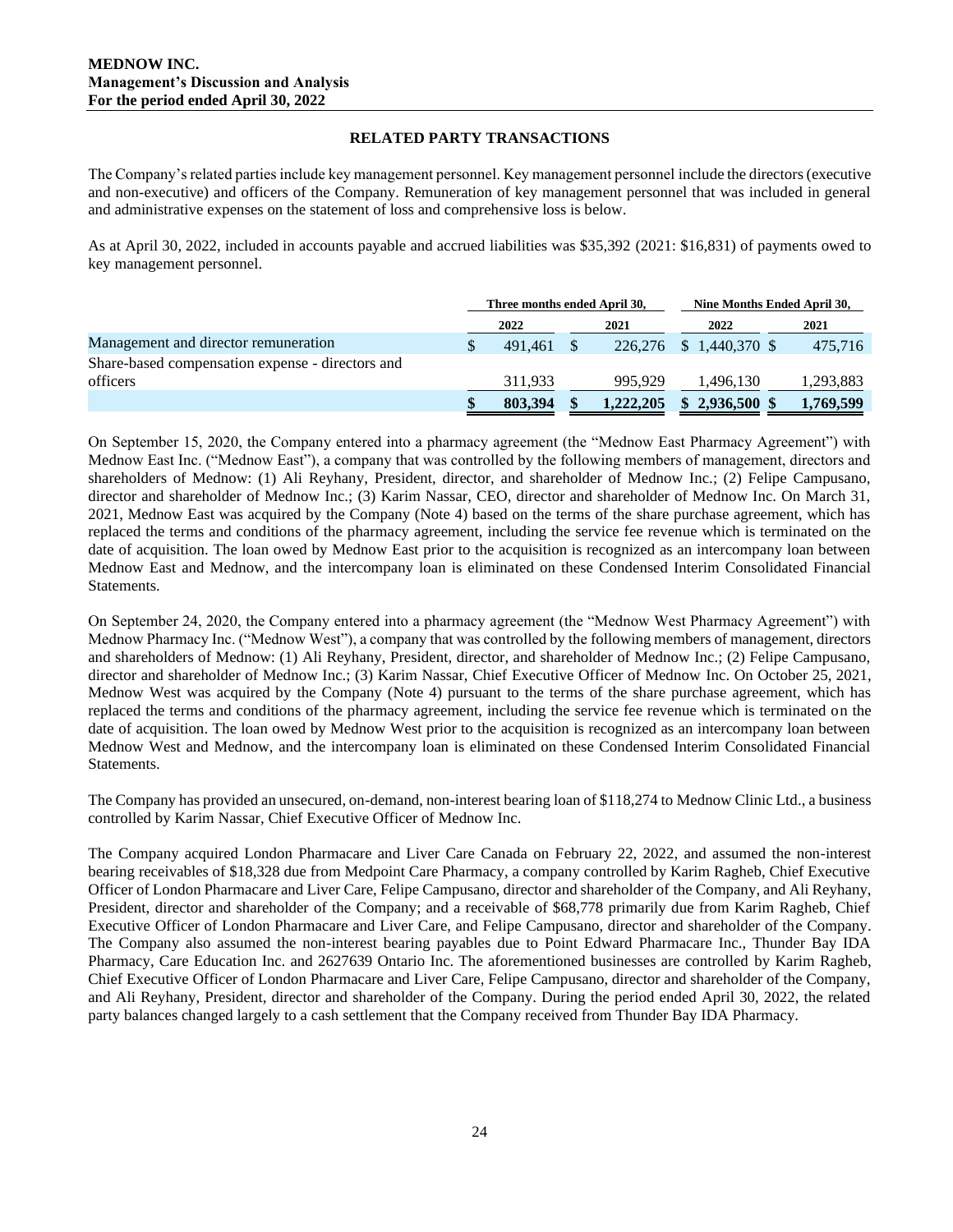## RELATED PARTY TRANSACTIONS

The Company's related parties include key management personnel. Key management personnel include the directors (executive and non-executive) and officers of the Company. Remuneration of key management personnel that was included in general and administrative expenses on the statement of loss and comprehensive loss is below.

As at April 30, 2022, included in accounts payable and accrued liabilities was $35,392 (2021: $16,831) of payments owed to key management personnel.

| | Three months ended April 30, | | Nine Months Ended April 30, | |
|---|---|---|---|---|
| | 2022 | 2021 | 2022 | 2021 |
| Management and director remuneration | $ 491,461 | $ 226,276 | $ 1,440,370 | $ 475,716 |
| Share-based compensation expense - directors and officers | 311,933 | 995,929 | 1,496,130 | 1,293,883 |
| | **$ 803,394** | **$ 1,222,205** | **$ 2,936,500** | **$ 1,769,599** |

On September 15, 2020, the Company entered into a pharmacy agreement (the "Mednow East Pharmacy Agreement") with Mednow East Inc. ("Mednow East"), a company that was controlled by the following members of management, directors and shareholders of Mednow: (1) Ali Reyhany, President, director, and shareholder of Mednow Inc.; (2) Felipe Campusano, director and shareholder of Mednow Inc.; (3) Karim Nassar, CEO, director and shareholder of Mednow Inc. On March 31, 2021, Mednow East was acquired by the Company (Note 4) based on the terms of the share purchase agreement, which has replaced the terms and conditions of the pharmacy agreement, including the service fee revenue which is terminated on the date of acquisition. The loan owed by Mednow East prior to the acquisition is recognized as an intercompany loan between Mednow East and Mednow, and the intercompany loan is eliminated on these Condensed Interim Consolidated Financial Statements.

On September 24, 2020, the Company entered into a pharmacy agreement (the "Mednow West Pharmacy Agreement") with Mednow Pharmacy Inc. ("Mednow West"), a company that was controlled by the following members of management, directors and shareholders of Mednow: (1) Ali Reyhany, President, director, and shareholder of Mednow Inc.; (2) Felipe Campusano, director and shareholder of Mednow Inc.; (3) Karim Nassar, Chief Executive Officer of Mednow Inc. On October 25, 2021, Mednow West was acquired by the Company (Note 4) pursuant to the terms of the share purchase agreement, which has replaced the terms and conditions of the pharmacy agreement, including the service fee revenue which is terminated on the date of acquisition. The loan owed by Mednow West prior to the acquisition is recognized as an intercompany loan between Mednow West and Mednow, and the intercompany loan is eliminated on these Condensed Interim Consolidated Financial Statements.

The Company has provided an unsecured, on-demand, non-interest bearing loan of $118,274 to Mednow Clinic Ltd., a business controlled by Karim Nassar, Chief Executive Officer of Mednow Inc.

The Company acquired London Pharmacare and Liver Care Canada on February 22, 2022, and assumed the non-interest bearing receivables of $18,328 due from Medpoint Care Pharmacy, a company controlled by Karim Ragheb, Chief Executive Officer of London Pharmacare and Liver Care, Felipe Campusano, director and shareholder of the Company, and Ali Reyhany, President, director and shareholder of the Company; and a receivable of $68,778 primarily due from Karim Ragheb, Chief Executive Officer of London Pharmacare and Liver Care, and Felipe Campusano, director and shareholder of the Company. The Company also assumed the non-interest bearing payables due to Point Edward Pharmacare Inc., Thunder Bay IDA Pharmacy, Care Education Inc. and 2627639 Ontario Inc. The aforementioned businesses are controlled by Karim Ragheb, Chief Executive Officer of London Pharmacare and Liver Care, Felipe Campusano, director and shareholder of the Company, and Ali Reyhany, President, director and shareholder of the Company. During the period ended April 30, 2022, the related party balances changed largely to a cash settlement that the Company received from Thunder Bay IDA Pharmacy.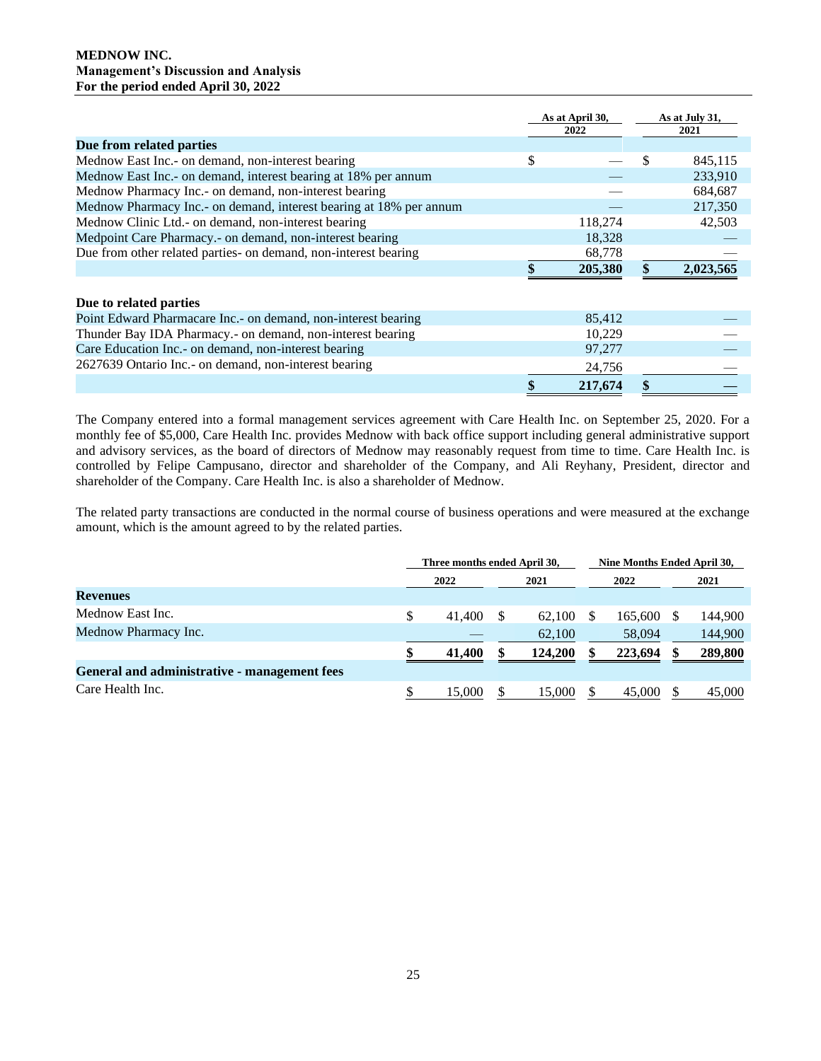| | As at April 30, 2022 | As at July 31, 2021 |
|---|---|---|
| **Due from related parties** | | |
| Mednow East Inc.- on demand, non-interest bearing | $ — | $ 845,115 |
| Mednow East Inc.- on demand, interest bearing at 18% per annum | — | 233,910 |
| Mednow Pharmacy Inc.- on demand, non-interest bearing | — | 684,687 |
| Mednow Pharmacy Inc.- on demand, interest bearing at 18% per annum | — | 217,350 |
| Mednow Clinic Ltd.- on demand, non-interest bearing | 118,274 | 42,503 |
| Medpoint Care Pharmacy.- on demand, non-interest bearing | 18,328 | — |
| Due from other related parties- on demand, non-interest bearing | 68,778 | — |
| | **$ 205,380** | **$ 2,023,565** |
| **Due to related parties** | | |
| Point Edward Pharmacare Inc.- on demand, non-interest bearing | 85,412 | — |
| Thunder Bay IDA Pharmacy.- on demand, non-interest bearing | 10,229 | — |
| Care Education Inc.- on demand, non-interest bearing | 97,277 | — |
| 2627639 Ontario Inc.- on demand, non-interest bearing | 24,756 | — |
| | **$ 217,674** | **$ —** |

The Company entered into a formal management services agreement with Care Health Inc. on September 25, 2020. For a monthly fee of $5,000, Care Health Inc. provides Mednow with back office support including general administrative support and advisory services, as the board of directors of Mednow may reasonably request from time to time. Care Health Inc. is controlled by Felipe Campusano, director and shareholder of the Company, and Ali Reyhany, President, director and shareholder of the Company. Care Health Inc. is also a shareholder of Mednow.

The related party transactions are conducted in the normal course of business operations and were measured at the exchange amount, which is the amount agreed to by the related parties.

| | Three months ended April 30, | | Nine Months Ended April 30, | |
|---|---|---|---|---|
| | 2022 | 2021 | 2022 | 2021 |
| **Revenues** | | | | |
| Mednow East Inc. | $ 41,400 | $ 62,100 | $ 165,600 | $ 144,900 |
| Mednow Pharmacy Inc. | — | 62,100 | 58,094 | 144,900 |
| | **$ 41,400** | **$ 124,200** | **$ 223,694** | **$ 289,800** |
| **General and administrative - management fees** | | | | |
| Care Health Inc. | $ 15,000 | $ 15,000 | $ 45,000 | $ 45,000 |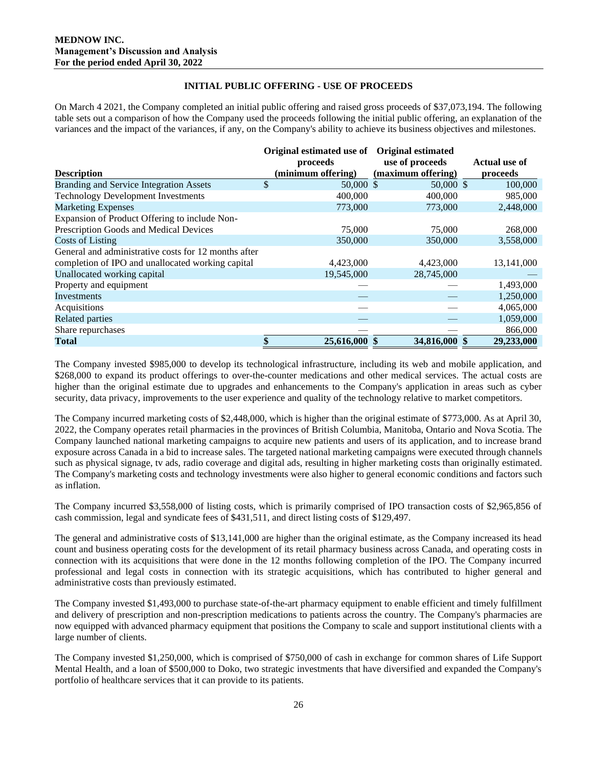**MEDNOW INC.**
**Management's Discussion and Analysis**
**For the period ended April 30, 2022**

## INITIAL PUBLIC OFFERING - USE OF PROCEEDS

On March 4 2021, the Company completed an initial public offering and raised gross proceeds of $37,073,194. The following table sets out a comparison of how the Company used the proceeds following the initial public offering, an explanation of the variances and the impact of the variances, if any, on the Company's ability to achieve its business objectives and milestones.

| Description | Original estimated use of proceeds (minimum offering) | Original estimated use of proceeds (maximum offering) | Actual use of proceeds |
|---|---|---|---|
| Branding and Service Integration Assets | $ 50,000 | $ 50,000 | $ 100,000 |
| Technology Development Investments | 400,000 | 400,000 | 985,000 |
| Marketing Expenses | 773,000 | 773,000 | 2,448,000 |
| Expansion of Product Offering to include Non-Prescription Goods and Medical Devices | 75,000 | 75,000 | 268,000 |
| Costs of Listing | 350,000 | 350,000 | 3,558,000 |
| General and administrative costs for 12 months after completion of IPO and unallocated working capital | 4,423,000 | 4,423,000 | 13,141,000 |
| Unallocated working capital | 19,545,000 | 28,745,000 | — |
| Property and equipment | — | — | 1,493,000 |
| Investments | — | — | 1,250,000 |
| Acquisitions | — | — | 4,065,000 |
| Related parties | — | — | 1,059,000 |
| Share repurchases | — | — | 866,000 |
| **Total** | **$ 25,616,000** | **$ 34,816,000** | **$ 29,233,000** |

The Company invested $985,000 to develop its technological infrastructure, including its web and mobile application, and $268,000 to expand its product offerings to over-the-counter medications and other medical services. The actual costs are higher than the original estimate due to upgrades and enhancements to the Company's application in areas such as cyber security, data privacy, improvements to the user experience and quality of the technology relative to market competitors.

The Company incurred marketing costs of $2,448,000, which is higher than the original estimate of $773,000. As at April 30, 2022, the Company operates retail pharmacies in the provinces of British Columbia, Manitoba, Ontario and Nova Scotia. The Company launched national marketing campaigns to acquire new patients and users of its application, and to increase brand exposure across Canada in a bid to increase sales. The targeted national marketing campaigns were executed through channels such as physical signage, tv ads, radio coverage and digital ads, resulting in higher marketing costs than originally estimated. The Company's marketing costs and technology investments were also higher to general economic conditions and factors such as inflation.

The Company incurred $3,558,000 of listing costs, which is primarily comprised of IPO transaction costs of $2,965,856 of cash commission, legal and syndicate fees of $431,511, and direct listing costs of $129,497.

The general and administrative costs of $13,141,000 are higher than the original estimate, as the Company increased its head count and business operating costs for the development of its retail pharmacy business across Canada, and operating costs in connection with its acquisitions that were done in the 12 months following completion of the IPO. The Company incurred professional and legal costs in connection with its strategic acquisitions, which has contributed to higher general and administrative costs than previously estimated.

The Company invested $1,493,000 to purchase state-of-the-art pharmacy equipment to enable efficient and timely fulfillment and delivery of prescription and non-prescription medications to patients across the country. The Company's pharmacies are now equipped with advanced pharmacy equipment that positions the Company to scale and support institutional clients with a large number of clients.

The Company invested $1,250,000, which is comprised of $750,000 of cash in exchange for common shares of Life Support Mental Health, and a loan of $500,000 to Doko, two strategic investments that have diversified and expanded the Company's portfolio of healthcare services that it can provide to its patients.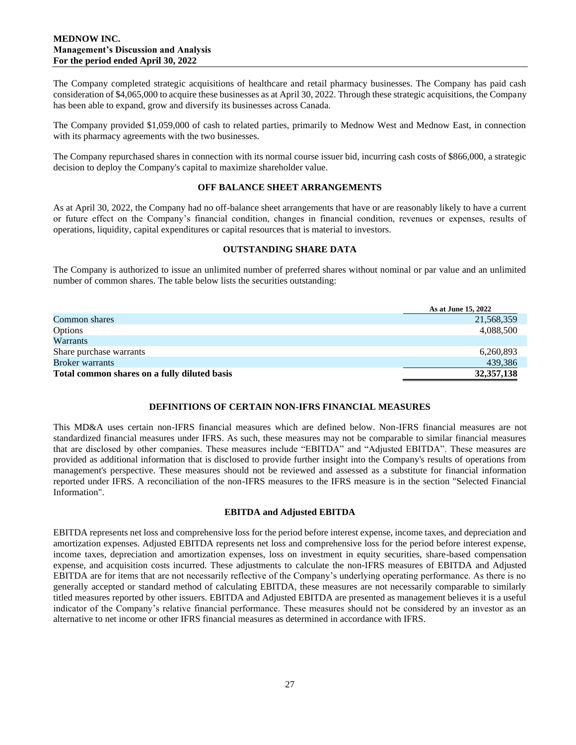The Company completed strategic acquisitions of healthcare and retail pharmacy businesses. The Company has paid cash consideration of $4,065,000 to acquire these businesses as at April 30, 2022. Through these strategic acquisitions, the Company has been able to expand, grow and diversify its businesses across Canada.

The Company provided $1,059,000 of cash to related parties, primarily to Mednow West and Mednow East, in connection with its pharmacy agreements with the two businesses.

The Company repurchased shares in connection with its normal course issuer bid, incurring cash costs of $866,000, a strategic decision to deploy the Company's capital to maximize shareholder value.

## OFF BALANCE SHEET ARRANGEMENTS

As at April 30, 2022, the Company had no off-balance sheet arrangements that have or are reasonably likely to have a current or future effect on the Company's financial condition, changes in financial condition, revenues or expenses, results of operations, liquidity, capital expenditures or capital resources that is material to investors.

## OUTSTANDING SHARE DATA

The Company is authorized to issue an unlimited number of preferred shares without nominal or par value and an unlimited number of common shares. The table below lists the securities outstanding:

| | As at June 15, 2022 |
|---|---|
| Common shares | 21,568,359 |
| Options | 4,088,500 |
| Warrants | |
| Share purchase warrants | 6,260,893 |
| Broker warrants | 439,386 |
| **Total common shares on a fully diluted basis** | **32,357,138** |

## DEFINITIONS OF CERTAIN NON-IFRS FINANCIAL MEASURES

This MD&A uses certain non-IFRS financial measures which are defined below. Non-IFRS financial measures are not standardized financial measures under IFRS. As such, these measures may not be comparable to similar financial measures that are disclosed by other companies. These measures include "EBITDA" and "Adjusted EBITDA". These measures are provided as additional information that is disclosed to provide further insight into the Company's results of operations from management's perspective. These measures should not be reviewed and assessed as a substitute for financial information reported under IFRS. A reconciliation of the non-IFRS measures to the IFRS measure is in the section "Selected Financial Information".

### EBITDA and Adjusted EBITDA

EBITDA represents net loss and comprehensive loss for the period before interest expense, income taxes, and depreciation and amortization expenses. Adjusted EBITDA represents net loss and comprehensive loss for the period before interest expense, income taxes, depreciation and amortization expenses, loss on investment in equity securities, share-based compensation expense, and acquisition costs incurred. These adjustments to calculate the non-IFRS measures of EBITDA and Adjusted EBITDA are for items that are not necessarily reflective of the Company's underlying operating performance. As there is no generally accepted or standard method of calculating EBITDA, these measures are not necessarily comparable to similarly titled measures reported by other issuers. EBITDA and Adjusted EBITDA are presented as management believes it is a useful indicator of the Company's relative financial performance. These measures should not be considered by an investor as an alternative to net income or other IFRS financial measures as determined in accordance with IFRS.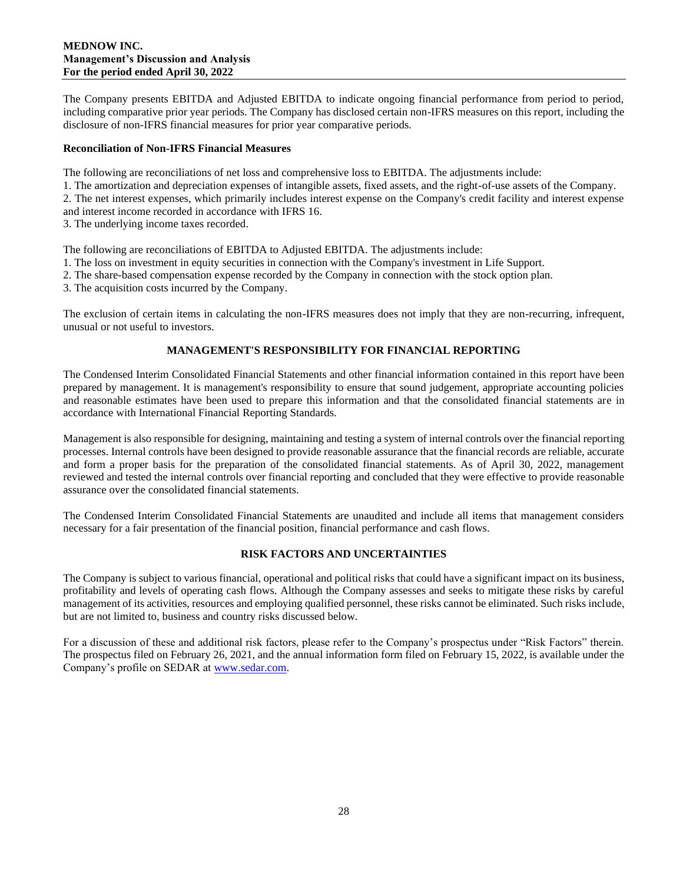The Company presents EBITDA and Adjusted EBITDA to indicate ongoing financial performance from period to period, including comparative prior year periods. The Company has disclosed certain non-IFRS measures on this report, including the disclosure of non-IFRS financial measures for prior year comparative periods.

**Reconciliation of Non-IFRS Financial Measures**

The following are reconciliations of net loss and comprehensive loss to EBITDA. The adjustments include:
1. The amortization and depreciation expenses of intangible assets, fixed assets, and the right-of-use assets of the Company.
2. The net interest expenses, which primarily includes interest expense on the Company's credit facility and interest expense and interest income recorded in accordance with IFRS 16.
3. The underlying income taxes recorded.

The following are reconciliations of EBITDA to Adjusted EBITDA. The adjustments include:
1. The loss on investment in equity securities in connection with the Company's investment in Life Support.
2. The share-based compensation expense recorded by the Company in connection with the stock option plan.
3. The acquisition costs incurred by the Company.

The exclusion of certain items in calculating the non-IFRS measures does not imply that they are non-recurring, infrequent, unusual or not useful to investors.

## MANAGEMENT'S RESPONSIBILITY FOR FINANCIAL REPORTING

The Condensed Interim Consolidated Financial Statements and other financial information contained in this report have been prepared by management. It is management's responsibility to ensure that sound judgement, appropriate accounting policies and reasonable estimates have been used to prepare this information and that the consolidated financial statements are in accordance with International Financial Reporting Standards.

Management is also responsible for designing, maintaining and testing a system of internal controls over the financial reporting processes. Internal controls have been designed to provide reasonable assurance that the financial records are reliable, accurate and form a proper basis for the preparation of the consolidated financial statements. As of April 30, 2022, management reviewed and tested the internal controls over financial reporting and concluded that they were effective to provide reasonable assurance over the consolidated financial statements.

The Condensed Interim Consolidated Financial Statements are unaudited and include all items that management considers necessary for a fair presentation of the financial position, financial performance and cash flows.

## RISK FACTORS AND UNCERTAINTIES

The Company is subject to various financial, operational and political risks that could have a significant impact on its business, profitability and levels of operating cash flows. Although the Company assesses and seeks to mitigate these risks by careful management of its activities, resources and employing qualified personnel, these risks cannot be eliminated. Such risks include, but are not limited to, business and country risks discussed below.

For a discussion of these and additional risk factors, please refer to the Company's prospectus under "Risk Factors" therein. The prospectus filed on February 26, 2021, and the annual information form filed on February 15, 2022, is available under the Company's profile on SEDAR at www.sedar.com.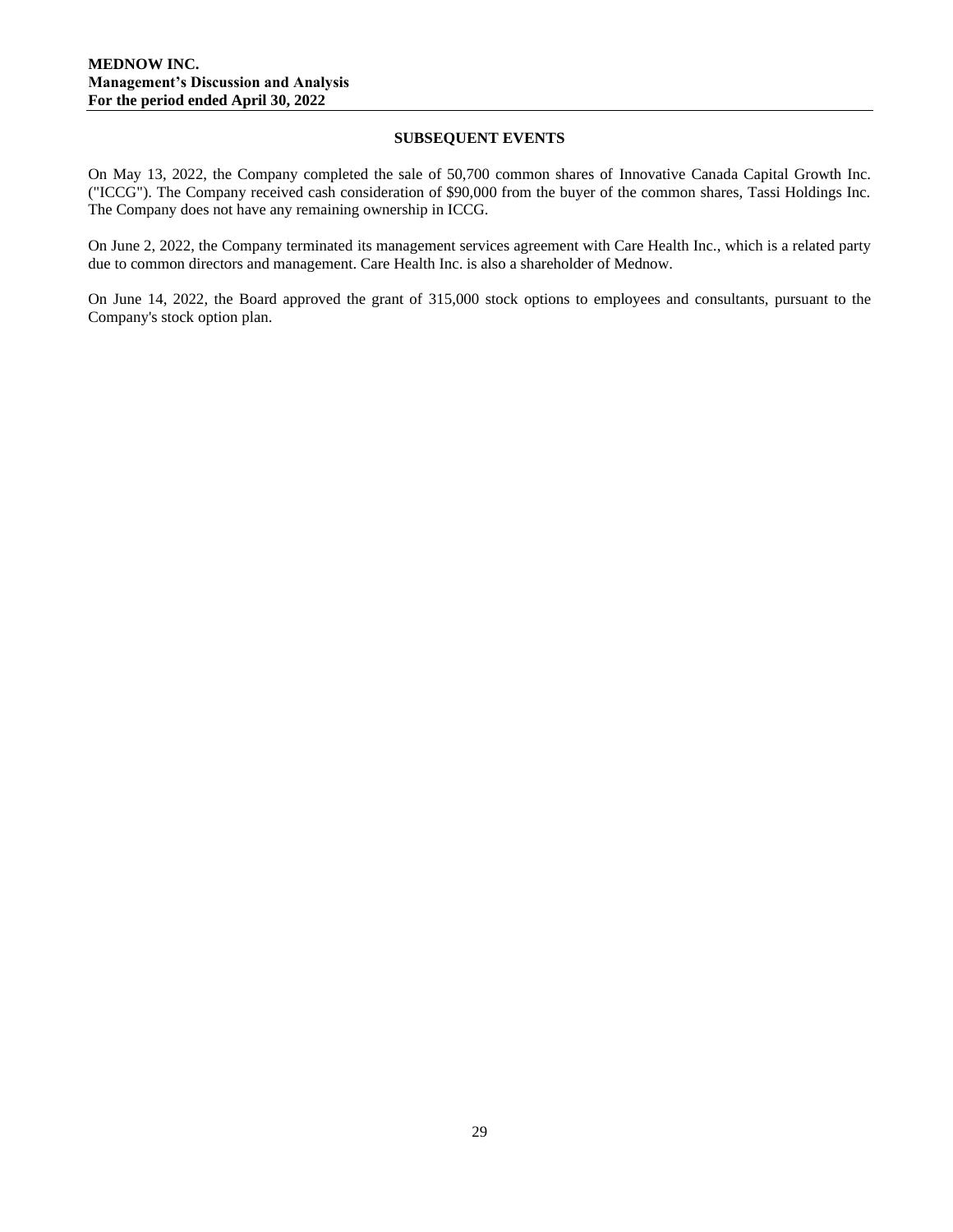## SUBSEQUENT EVENTS

On May 13, 2022, the Company completed the sale of 50,700 common shares of Innovative Canada Capital Growth Inc. ("ICCG"). The Company received cash consideration of $90,000 from the buyer of the common shares, Tassi Holdings Inc. The Company does not have any remaining ownership in ICCG.

On June 2, 2022, the Company terminated its management services agreement with Care Health Inc., which is a related party due to common directors and management. Care Health Inc. is also a shareholder of Mednow.

On June 14, 2022, the Board approved the grant of 315,000 stock options to employees and consultants, pursuant to the Company's stock option plan.